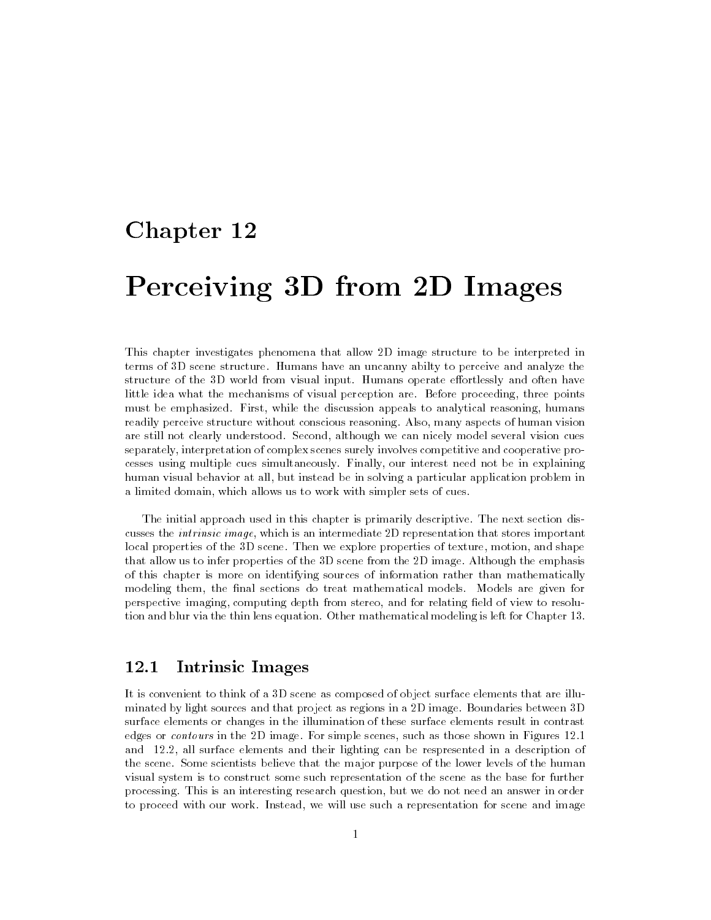# Chapter 12

# Perceiving 3D from 2D Images

This chapter investigates phenomena that allow 2D image structure to be interpreted in terms of 3D scene structure. Humans have an uncanny abilty to perceive and analyze the structure of the 3D world from visual input. Humans operate effortlessly and often have little idea what the mechanisms of visual perception are. Before proceeding, three points must be emphasized. First, while the discussion appeals to analytical reasoning, humans readily perceive structure without conscious reasoning. Also, many aspects of human vision are still not clearly understood. Second, although we can nicely model several vision cues separately, interpretation of complex scenes surely involves competitive and cooperative processes using multiple cues simultaneously. Finally, our interest need not be in explaining human visual behavior at all, but instead be in solving a particular application problem in a limited domain, which allows us to work with simpler sets of cues.

The initial approach used in this chapter is primarily descriptive. The next section discusses the *intrinsic image*, which is an intermediate 2D representation that stores important local properties of the 3D scene. Then we explore properties of texture, motion, and shape that allow us to infer properties of the 3D scene from the 2D image. Although the emphasis of this chapter is more on identifying sources of information rather than mathematically modeling them, the final sections do treat mathematical models. Models are given for perspective imaging, computing depth from stereo, and for relating field of view to resolution and blur via the thin lens equation. Other mathematical modeling is left for Chapter 13.

## 12.1 Intrinsic Images

It is convenient to think of a 3D scene as composed of object surface elements that are illuminated by light sources and that project as regions in a 2D image. Boundaries between 3D surface elements or changes in the illumination of these surface elements result in contrast edges or *contours* in the 2D image. For simple scenes, such as those shown in Figures 12.1 and 12.2, all surface elements and their lighting can be respresented in a description of the scene. Some scientists believe that the major purpose of the lower levels of the human visual system is to construct some such representation of the scene as the base for further processing. This is an interesting research question, but we do not need an answer in order to proceed with our work. Instead, we will use such a representation for scene and image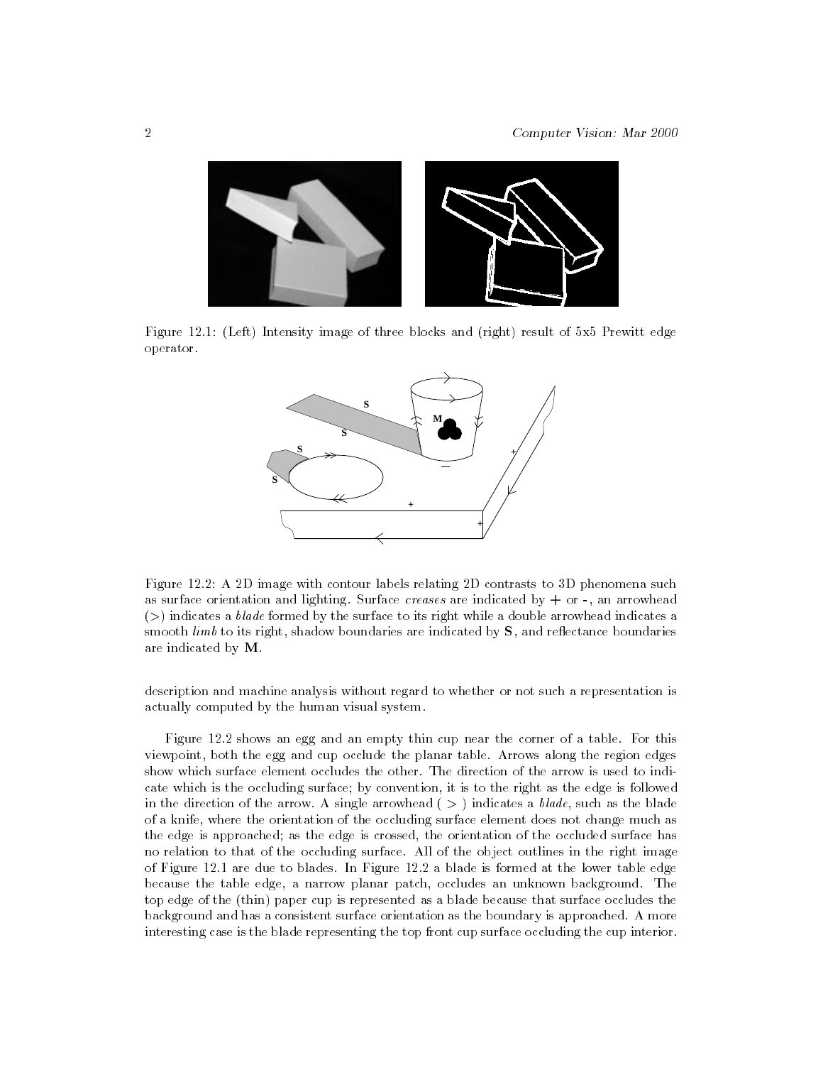Figure 12.1: (Left) Intensity image of three blocks and (right) result of 5x5 Prewitt edge operator.

Figure 12.2: A 2D image with contour labels relating 2D contrasts to 3D phenomena such as surface orientation and lighting. Surface *creases* are indicated by **+** or **-**, an arrowhead (>) indicates a *blade* formed by the surface to its right while a double arrowhead indicates a smooth *limb* to its right, shadow boundaries are indicated by **S**, and reflectance boundaries are indicated by **M**.

description and machine analysis without regard to whether or not such a representation is actually computed by the human visual system.

Figure 12.2 shows an egg and an empty thin cup near the corner of a table. For this viewpoint, both the egg and cup occlude the planar table. Arrows along the region edges show which surface element occludes the other. The direction of the arrow is used to indicate which is the occluding surface; by convention, it is to the right as the edge is followed in the direction of the arrow. A single arrowhead ( > ) indicates a *blade*, such as the blade of a knife, where the orientation of the occluding surface element does not change much as the edge is approached; as the edge is crossed, the orientation of the occluded surface has no relation to that of the occluding surface. All of the object outlines in the right image of Figure 12.1 are due to blades. In Figure 12.2 a blade is formed at the lower table edge because the table edge, a narrow planar patch, occludes an unknown background. The top edge of the (thin) paper cup is represented as a blade because that surface occludes the background and has a consistent surface orientation as the boundary is approached. A more interesting case is the blade representing the top front cup surface occluding the cup interior.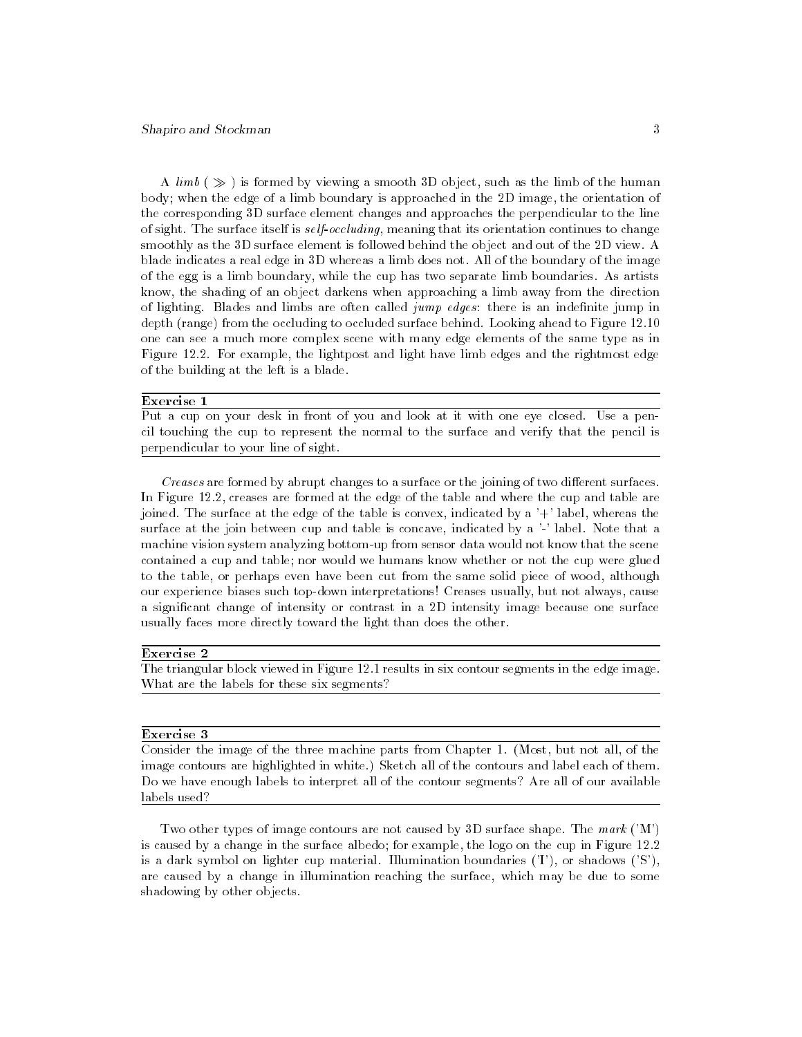A *limb* ( $\gg$ ) is formed by viewing a smooth 3D object, such as the limb of the human body; when the edge of a limb boundary is approached in the 2D image, the orientation of the corresponding 3D surface element changes and approaches the perpendicular to the line of sight. The surface itself is *self-occluding*, meaning that its orientation continues to change smoothly as the 3D surface element is followed behind the object and out of the 2D view. A blade indicates a real edge in 3D whereas a limb does not. All of the boundary of the image of the egg is a limb boundary, while the cup has two separate limb boundaries. As artists know, the shading of an object darkens when approaching a limb away from the direction of lighting. Blades and limbs are often called *jump edges*: there is an indefinite jump in depth (range) from the occluding to occluded surface behind. Looking ahead to Figure 12.10 one can see a much more complex scene with many edge elements of the same type as in Figure 12.2. For example, the lightpost and light have limb edges and the rightmost edge of the building at the left is a blade.

---

**Exercise 1**

Put a cup on your desk in front of you and look at it with one eye closed. Use a pencil touching the cup to represent the normal to the surface and verify that the pencil is perpendicular to your line of sight.

---

*Creases* are formed by abrupt changes to a surface or the joining of two different surfaces. In Figure 12.2, creases are formed at the edge of the table and where the cup and table are joined. The surface at the edge of the table is convex, indicated by a '+' label, whereas the surface at the join between cup and table is concave, indicated by a '-' label. Note that a machine vision system analyzing bottom-up from sensor data would not know that the scene contained a cup and table; nor would we humans know whether or not the cup were glued to the table, or perhaps even have been cut from the same solid piece of wood, although our experience biases such top-down interpretations! Creases usually, but not always, cause a significant change of intensity or contrast in a 2D intensity image because one surface usually faces more directly toward the light than does the other.

---

**Exercise 2**

The triangular block viewed in Figure 12.1 results in six contour segments in the edge image. What are the labels for these six segments?

---

**Exercise 3**

Consider the image of the three machine parts from Chapter 1. (Most, but not all, of the image contours are highlighted in white.) Sketch all of the contours and label each of them. Do we have enough labels to interpret all of the contour segments? Are all of our available labels used?

---

Two other types of image contours are not caused by 3D surface shape. The *mark* ('M') is caused by a change in the surface albedo; for example, the logo on the cup in Figure 12.2 is a dark symbol on lighter cup material. Illumination boundaries ('I'), or shadows ('S'), are caused by a change in illumination reaching the surface, which may be due to some shadowing by other objects.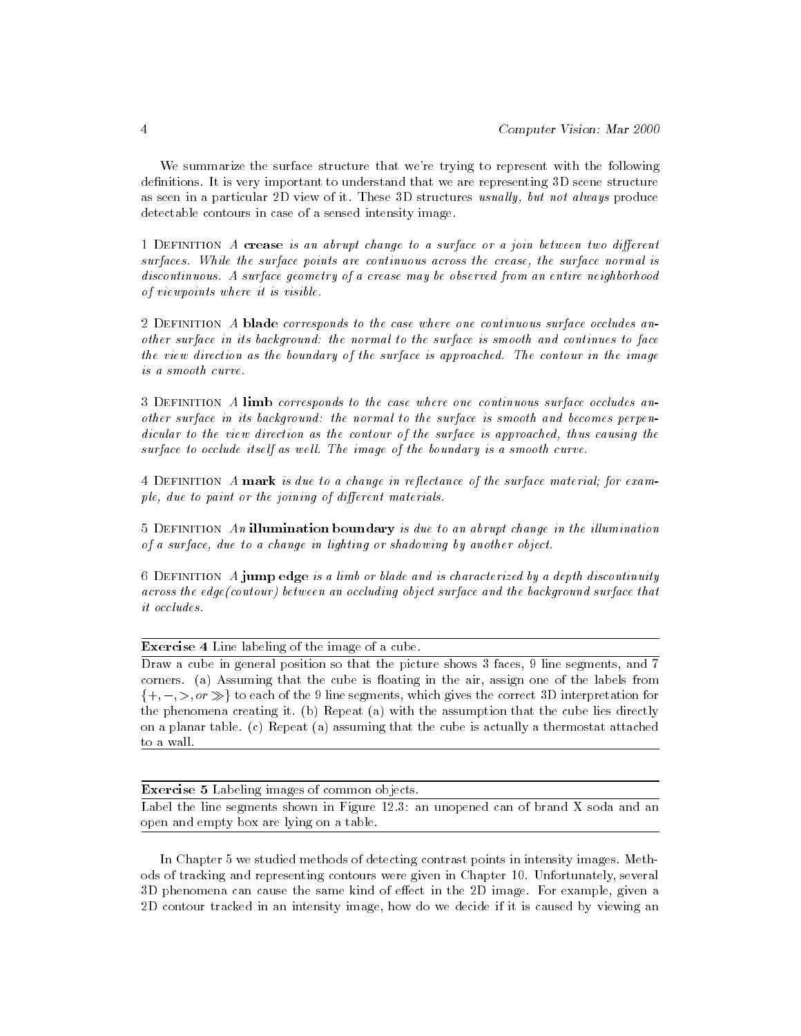We summarize the surface structure that we're trying to represent with the following definitions. It is very important to understand that we are representing 3D scene structure as seen in a particular 2D view of it. These 3D structures *usually, but not always* produce detectable contours in case of a sensed intensity image.

1 Definition *A* **crease** *is an abrupt change to a surface or a join between two different surfaces. While the surface points are continuous across the crease, the surface normal is discontinuous. A surface geometry of a crease may be observed from an entire neighborhood of viewpoints where it is visible.*

2 Definition *A* **blade** *corresponds to the case where one continuous surface occludes another surface in its background: the normal to the surface is smooth and continues to face the view direction as the boundary of the surface is approached. The contour in the image is a smooth curve.*

3 Definition *A* **limb** *corresponds to the case where one continuous surface occludes another surface in its background: the normal to the surface is smooth and becomes perpendicular to the view direction as the contour of the surface is approached, thus causing the surface to occlude itself as well. The image of the boundary is a smooth curve.*

4 Definition *A* **mark** *is due to a change in reflectance of the surface material; for example, due to paint or the joining of different materials.*

5 Definition *An* **illumination boundary** *is due to an abrupt change in the illumination of a surface, due to a change in lighting or shadowing by another object.*

6 Definition *A* **jump edge** *is a limb or blade and is characterized by a depth discontinuity across the edge(contour) between an occluding object surface and the background surface that it occludes.*

---

**Exercise 4** Line labeling of the image of a cube.

Draw a cube in general position so that the picture shows 3 faces, 9 line segments, and 7 corners. (a) Assuming that the cube is floating in the air, assign one of the labels from $\{+, -, >, or \gg\}$ to each of the 9 line segments, which gives the correct 3D interpretation for the phenomena creating it. (b) Repeat (a) with the assumption that the cube lies directly on a planar table. (c) Repeat (a) assuming that the cube is actually a thermostat attached to a wall.

---

**Exercise 5** Labeling images of common objects.

Label the line segments shown in Figure 12.3: an unopened can of brand X soda and an open and empty box are lying on a table.

---

In Chapter 5 we studied methods of detecting contrast points in intensity images. Methods of tracking and representing contours were given in Chapter 10. Unfortunately, several 3D phenomena can cause the same kind of effect in the 2D image. For example, given a 2D contour tracked in an intensity image, how do we decide if it is caused by viewing an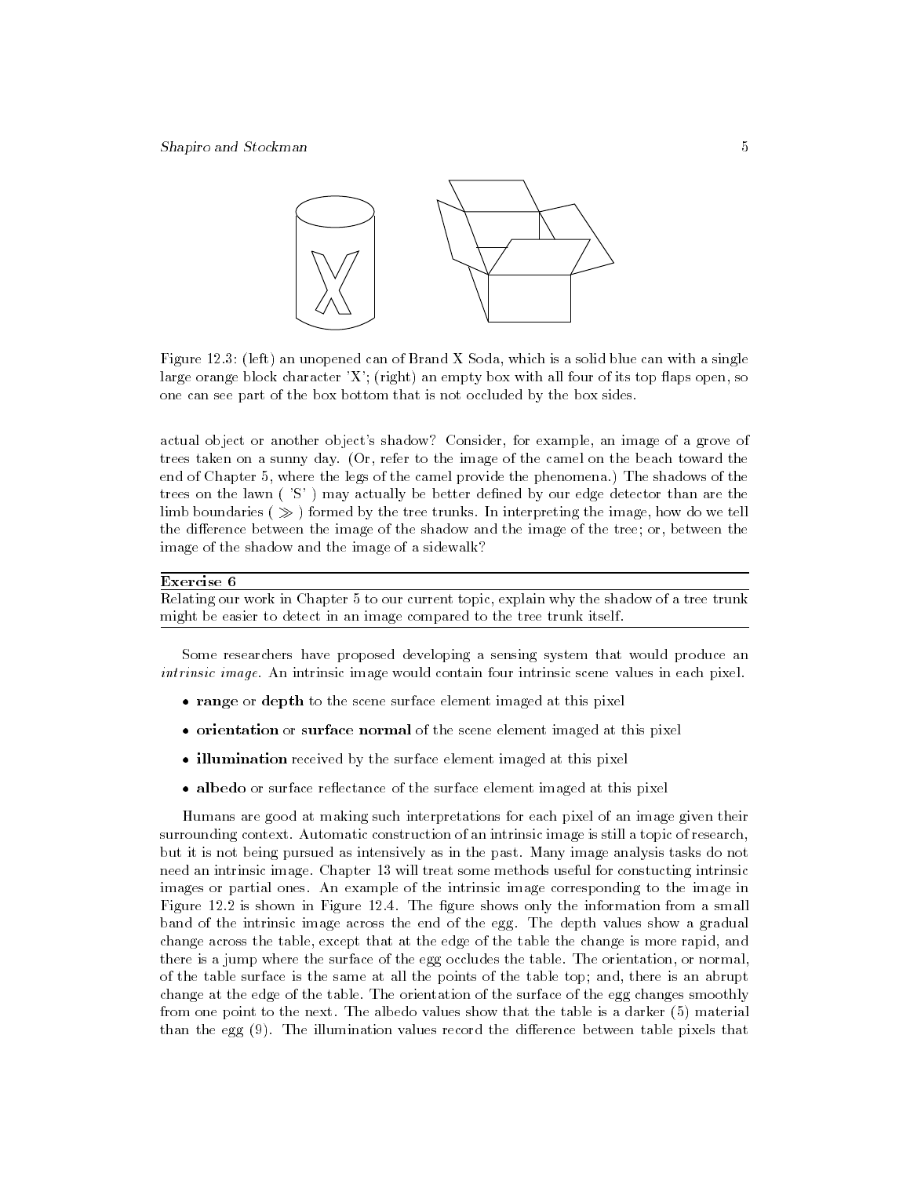Figure 12.3: (left) an unopened can of Brand X Soda, which is a solid blue can with a single large orange block character 'X'; (right) an empty box with all four of its top flaps open, so one can see part of the box bottom that is not occluded by the box sides.

actual object or another object's shadow? Consider, for example, an image of a grove of trees taken on a sunny day. (Or, refer to the image of the camel on the beach toward the end of Chapter 5, where the legs of the camel provide the phenomena.) The shadows of the trees on the lawn ( 'S' ) may actually be better defined by our edge detector than are the limb boundaries ( $\gg$ ) formed by the tree trunks. In interpreting the image, how do we tell the difference between the image of the shadow and the image of the tree; or, between the image of the shadow and the image of a sidewalk?

---

**Exercise 6**

Relating our work in Chapter 5 to our current topic, explain why the shadow of a tree trunk might be easier to detect in an image compared to the tree trunk itself.

---

Some researchers have proposed developing a sensing system that would produce an *intrinsic image*. An intrinsic image would contain four intrinsic scene values in each pixel.

- **range** or **depth** to the scene surface element imaged at this pixel
- **orientation** or **surface normal** of the scene element imaged at this pixel
- **illumination** received by the surface element imaged at this pixel
- **albedo** or surface reflectance of the surface element imaged at this pixel

Humans are good at making such interpretations for each pixel of an image given their surrounding context. Automatic construction of an intrinsic image is still a topic of research, but it is not being pursued as intensively as in the past. Many image analysis tasks do not need an intrinsic image. Chapter 13 will treat some methods useful for constucting intrinsic images or partial ones. An example of the intrinsic image corresponding to the image in Figure 12.2 is shown in Figure 12.4. The figure shows only the information from a small band of the intrinsic image across the end of the egg. The depth values show a gradual change across the table, except that at the edge of the table the change is more rapid, and there is a jump where the surface of the egg occludes the table. The orientation, or normal, of the table surface is the same at all the points of the table top; and, there is an abrupt change at the edge of the table. The orientation of the surface of the egg changes smoothly from one point to the next. The albedo values show that the table is a darker (5) material than the egg (9). The illumination values record the difference between table pixels that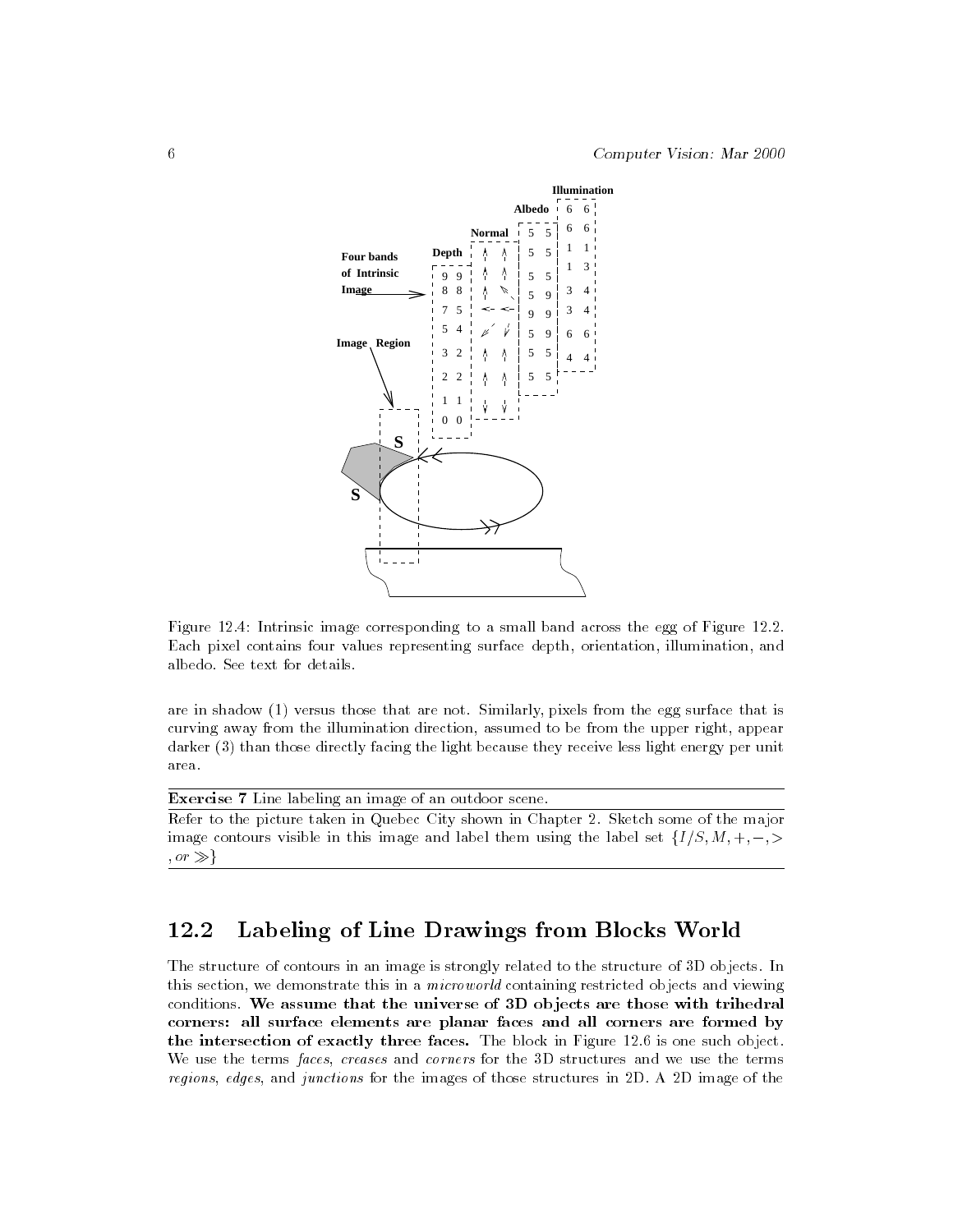Figure 12.4: Intrinsic image corresponding to a small band across the egg of Figure 12.2. Each pixel contains four values representing surface depth, orientation, illumination, and albedo. See text for details.

are in shadow (1) versus those that are not. Similarly, pixels from the egg surface that is curving away from the illumination direction, assumed to be from the upper right, appear darker (3) than those directly facing the light because they receive less light energy per unit area.

**Exercise 7** Line labeling an image of an outdoor scene.

Refer to the picture taken in Quebec City shown in Chapter 2. Sketch some of the major image contours visible in this image and label them using the label set $\{I/S, M, +, -, >, or \gg\}$

## 12.2 Labeling of Line Drawings from Blocks World

The structure of contours in an image is strongly related to the structure of 3D objects. In this section, we demonstrate this in a *microworld* containing restricted objects and viewing conditions. **We assume that the universe of 3D objects are those with trihedral corners: all surface elements are planar faces and all corners are formed by the intersection of exactly three faces.** The block in Figure 12.6 is one such object. We use the terms *faces*, *creases* and *corners* for the 3D structures and we use the terms *regions*, *edges*, and *junctions* for the images of those structures in 2D. A 2D image of the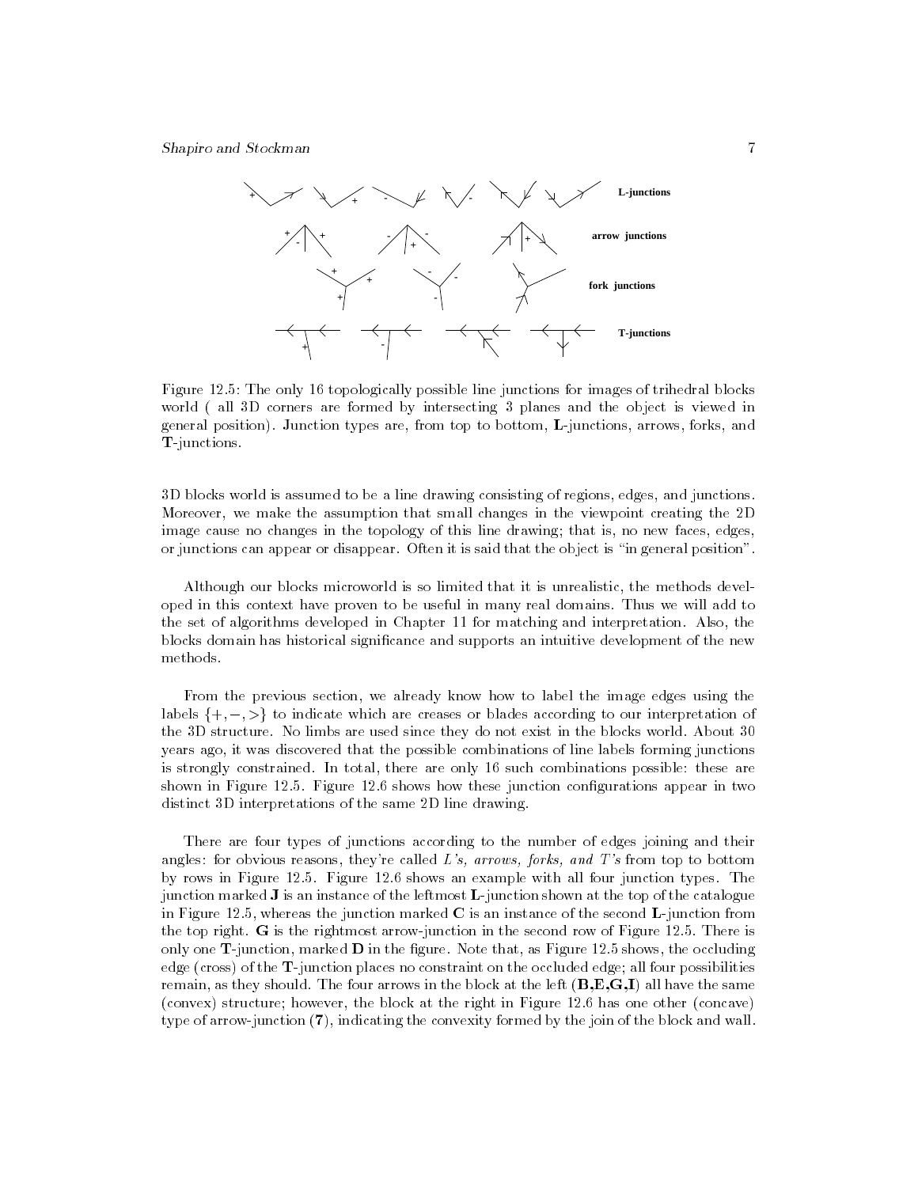Figure 12.5: The only 16 topologically possible line junctions for images of trihedral blocks world ( all 3D corners are formed by intersecting 3 planes and the object is viewed in general position). Junction types are, from top to bottom, **L**-junctions, arrows, forks, and **T**-junctions.

3D blocks world is assumed to be a line drawing consisting of regions, edges, and junctions. Moreover, we make the assumption that small changes in the viewpoint creating the 2D image cause no changes in the topology of this line drawing; that is, no new faces, edges, or junctions can appear or disappear. Often it is said that the object is "in general position".

Although our blocks microworld is so limited that it is unrealistic, the methods developed in this context have proven to be useful in many real domains. Thus we will add to the set of algorithms developed in Chapter 11 for matching and interpretation. Also, the blocks domain has historical significance and supports an intuitive development of the new methods.

From the previous section, we already know how to label the image edges using the labels $\{+, -, >\}$ to indicate which are creases or blades according to our interpretation of the 3D structure. No limbs are used since they do not exist in the blocks world. About 30 years ago, it was discovered that the possible combinations of line labels forming junctions is strongly constrained. In total, there are only 16 such combinations possible: these are shown in Figure 12.5. Figure 12.6 shows how these junction configurations appear in two distinct 3D interpretations of the same 2D line drawing.

There are four types of junctions according to the number of edges joining and their angles: for obvious reasons, they're called *L's, arrows, forks, and T's* from top to bottom by rows in Figure 12.5. Figure 12.6 shows an example with all four junction types. The junction marked **J** is an instance of the leftmost **L**-junction shown at the top of the catalogue in Figure 12.5, whereas the junction marked **C** is an instance of the second **L**-junction from the top right. **G** is the rightmost arrow-junction in the second row of Figure 12.5. There is only one **T**-junction, marked **D** in the figure. Note that, as Figure 12.5 shows, the occluding edge (cross) of the **T**-junction places no constraint on the occluded edge; all four possibilities remain, as they should. The four arrows in the block at the left (**B,E,G,I**) all have the same (convex) structure; however, the block at the right in Figure 12.6 has one other (concave) type of arrow-junction (**7**), indicating the convexity formed by the join of the block and wall.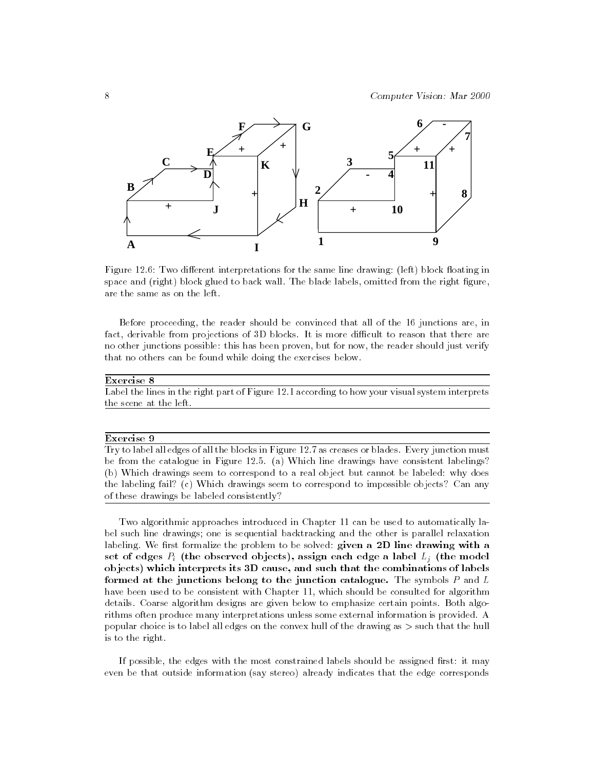Figure 12.6: Two different interpretations for the same line drawing: (left) block floating in space and (right) block glued to back wall. The blade labels, omitted from the right figure, are the same as on the left.

Before proceeding, the reader should be convinced that all of the 16 junctions are, in fact, derivable from projections of 3D blocks. It is more difficult to reason that there are no other junctions possible: this has been proven, but for now, the reader should just verify that no others can be found while doing the exercises below.

---

**Exercise 8**

Label the lines in the right part of Figure 12.1 according to how your visual system interprets the scene at the left.

---

**Exercise 9**

Try to label all edges of all the blocks in Figure 12.7 as creases or blades. Every junction must be from the catalogue in Figure 12.5. (a) Which line drawings have consistent labelings? (b) Which drawings seem to correspond to a real object but cannot be labeled: why does the labeling fail? (c) Which drawings seem to correspond to impossible objects? Can any of these drawings be labeled consistently?

---

Two algorithmic approaches introduced in Chapter 11 can be used to automatically label such line drawings; one is sequential backtracking and the other is parallel relaxation labeling. We first formalize the problem to be solved: **given a 2D line drawing with a set of edges $P_i$ (the observed objects), assign each edge a label $L_j$ (the model objects) which interprets its 3D cause, and such that the combinations of labels formed at the junctions belong to the junction catalogue.** The symbols $P$ and $L$ have been used to be consistent with Chapter 11, which should be consulted for algorithm details. Coarse algorithm designs are given below to emphasize certain points. Both algorithms often produce many interpretations unless some external information is provided. A popular choice is to label all edges on the convex hull of the drawing as $>$ such that the hull is to the right.

If possible, the edges with the most constrained labels should be assigned first: it may even be that outside information (say stereo) already indicates that the edge corresponds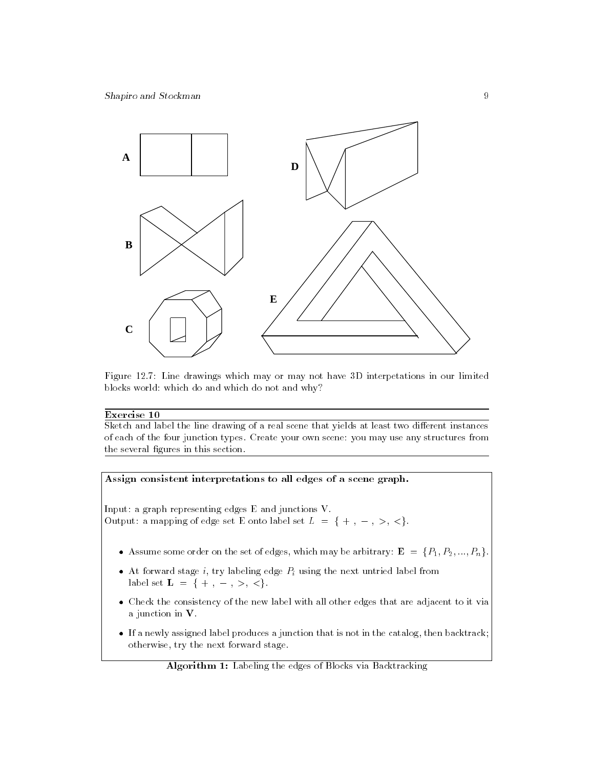Figure 12.7: Line drawings which may or may not have 3D interpetations in our limited blocks world: which do and which do not and why?

---

**Exercise 10**

Sketch and label the line drawing of a real scene that yields at least two different instances of each of the four junction types. Create your own scene: you may use any structures from the several figures in this section.

---

**Assign consistent interpretations to all edges of a scene graph.**

Input: a graph representing edges E and junctions V.
Output: a mapping of edge set E onto label set $L = \{+, -, >, <\}$.

- Assume some order on the set of edges, which may be arbitrary: $\mathbf{E} = \{P_1, P_2, ..., P_n\}$.
- At forward stage $i$, try labeling edge $P_i$ using the next untried label from label set $\mathbf{L} = \{+, -, >, <\}$.
- Check the consistency of the new label with all other edges that are adjacent to it via a junction in $\mathbf{V}$.
- If a newly assigned label produces a junction that is not in the catalog, then backtrack; otherwise, try the next forward stage.

**Algorithm 1:** Labeling the edges of Blocks via Backtracking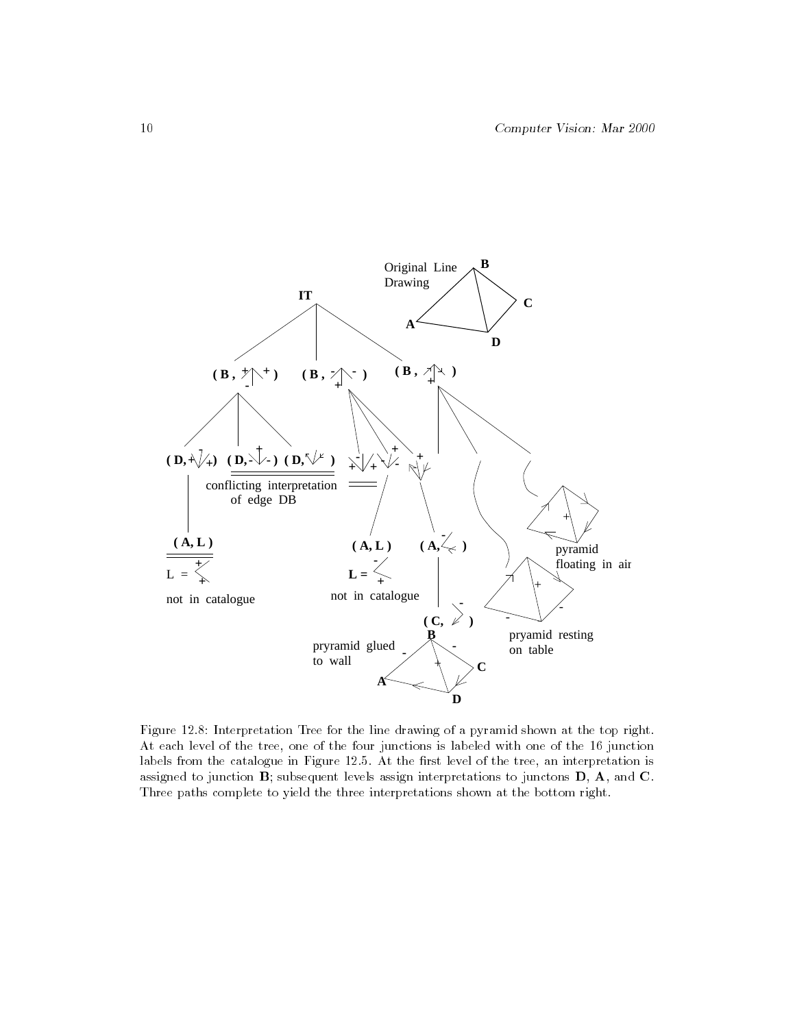Figure 12.8: Interpretation Tree for the line drawing of a pyramid shown at the top right. At each level of the tree, one of the four junctions is labeled with one of the 16 junction labels from the catalogue in Figure 12.5. At the first level of the tree, an interpretation is assigned to junction **B**; subsequent levels assign interpretations to junctons **D**, **A**, and **C**. Three paths complete to yield the three interpretations shown at the bottom right.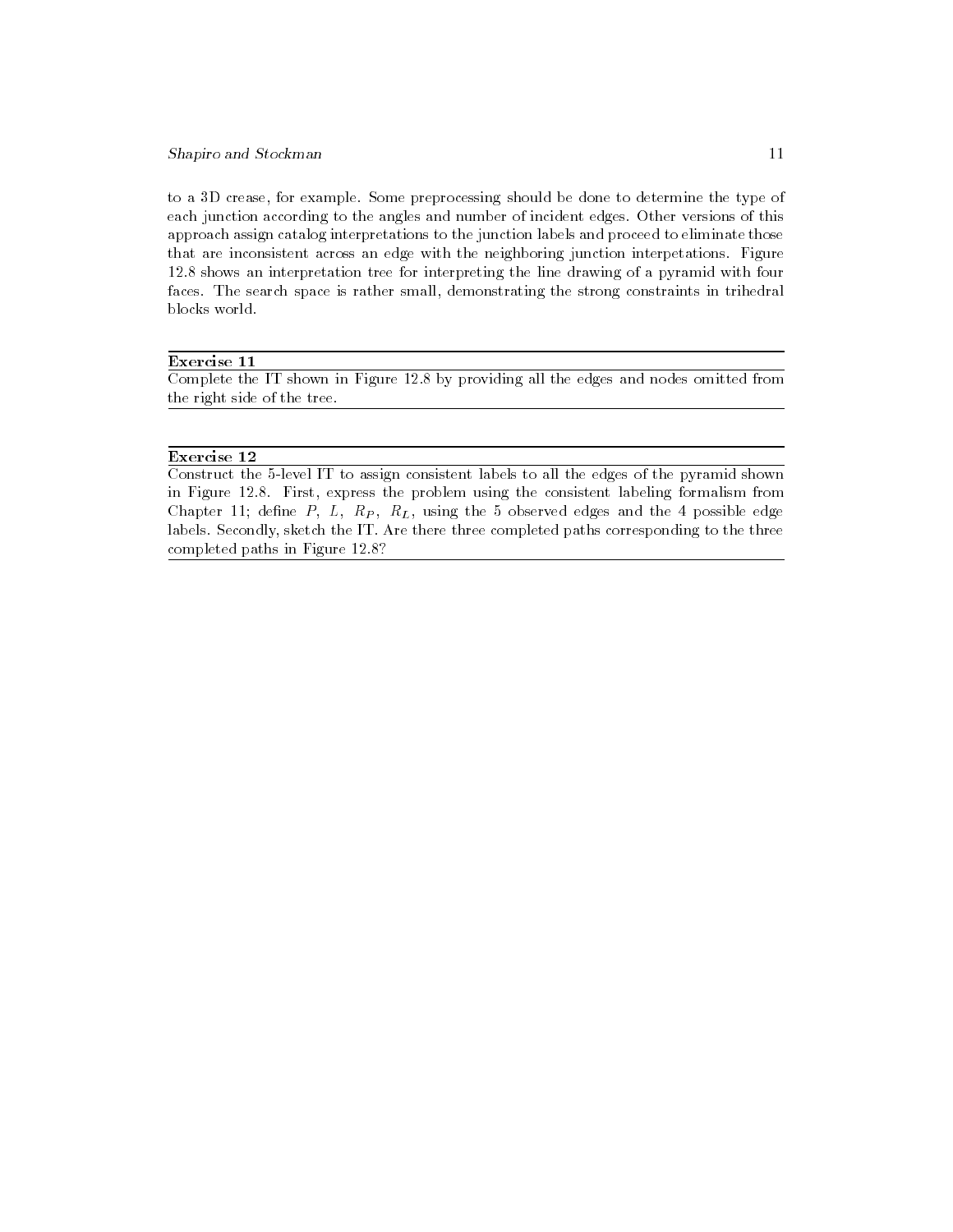to a 3D crease, for example. Some preprocessing should be done to determine the type of each junction according to the angles and number of incident edges. Other versions of this approach assign catalog interpretations to the junction labels and proceed to eliminate those that are inconsistent across an edge with the neighboring junction interpetations. Figure 12.8 shows an interpretation tree for interpreting the line drawing of a pyramid with four faces. The search space is rather small, demonstrating the strong constraints in trihedral blocks world.

---

**Exercise 11**

Complete the IT shown in Figure 12.8 by providing all the edges and nodes omitted from the right side of the tree.

---

**Exercise 12**

Construct the 5-level IT to assign consistent labels to all the edges of the pyramid shown in Figure 12.8. First, express the problem using the consistent labeling formalism from Chapter 11; define $P$, $L$, $R_P$, $R_L$, using the 5 observed edges and the 4 possible edge labels. Secondly, sketch the IT. Are there three completed paths corresponding to the three completed paths in Figure 12.8?

---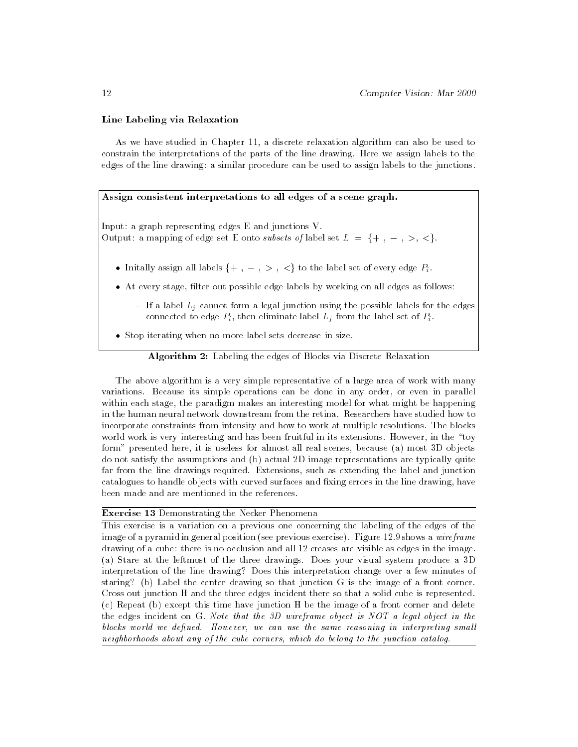### Line Labeling via Relaxation

As we have studied in Chapter 11, a discrete relaxation algorithm can also be used to constrain the interpretations of the parts of the line drawing. Here we assign labels to the edges of the line drawing: a similar procedure can be used to assign labels to the junctions.

**Assign consistent interpretations to all edges of a scene graph.**

Input: a graph representing edges E and junctions V.
Output: a mapping of edge set E onto *subsets of* label set $L = \{+ , - , >, <\}$.

- Initally assign all labels $\{+ , - , > , <\}$ to the label set of every edge $P_i$.
- At every stage, filter out possible edge labels by working on all edges as follows:
  - If a label $L_j$ cannot form a legal junction using the possible labels for the edges connected to edge $P_i$, then eliminate label $L_j$ from the label set of $P_i$.
- Stop iterating when no more label sets decrease in size.

**Algorithm 2:** Labeling the edges of Blocks via Discrete Relaxation

The above algorithm is a very simple representative of a large area of work with many variations. Because its simple operations can be done in any order, or even in parallel within each stage, the paradigm makes an interesting model for what might be happening in the human neural network downstream from the retina. Researchers have studied how to incorporate constraints from intensity and how to work at multiple resolutions. The blocks world work is very interesting and has been fruitful in its extensions. However, in the "toy form" presented here, it is useless for almost all real scenes, because (a) most 3D objects do not satisfy the assumptions and (b) actual 2D image representations are typically quite far from the line drawings required. Extensions, such as extending the label and junction catalogues to handle objects with curved surfaces and fixing errors in the line drawing, have been made and are mentioned in the references.

**Exercise 13** Demonstrating the Necker Phenomena

This exercise is a variation on a previous one concerning the labeling of the edges of the image of a pyramid in general position (see previous exercise). Figure 12.9 shows a *wireframe* drawing of a cube: there is no occlusion and all 12 creases are visible as edges in the image. (a) Stare at the leftmost of the three drawings. Does your visual system produce a 3D interpretation of the line drawing? Does this interpretation change over a few minutes of staring? (b) Label the center drawing so that junction G is the image of a front corner. Cross out junction H and the three edges incident there so that a solid cube is represented. (c) Repeat (b) except this time have junction H be the image of a front corner and delete the edges incident on G. *Note that the 3D wireframe object is NOT a legal object in the blocks world we defined. However, we can use the same reasoning in interpreting small neighborhoods about any of the cube corners, which do belong to the junction catalog.*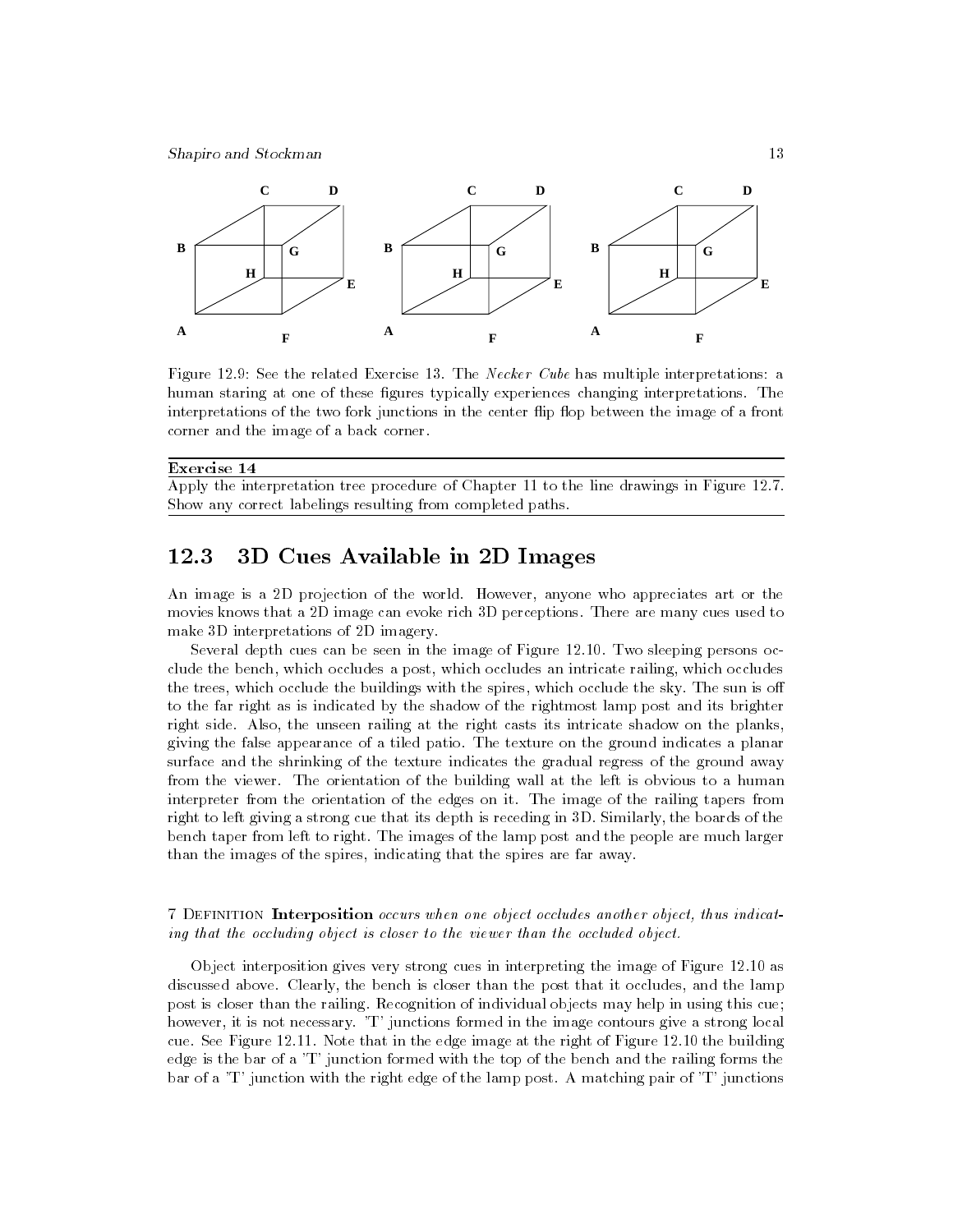Figure 12.9: See the related Exercise 13. The *Necker Cube* has multiple interpretations: a human staring at one of these figures typically experiences changing interpretations. The interpretations of the two fork junctions in the center flip flop between the image of a front corner and the image of a back corner.

---

**Exercise 14**

Apply the interpretation tree procedure of Chapter 11 to the line drawings in Figure 12.7. Show any correct labelings resulting from completed paths.

---

## 12.3 3D Cues Available in 2D Images

An image is a 2D projection of the world. However, anyone who appreciates art or the movies knows that a 2D image can evoke rich 3D perceptions. There are many cues used to make 3D interpretations of 2D imagery.

Several depth cues can be seen in the image of Figure 12.10. Two sleeping persons occlude the bench, which occludes a post, which occludes an intricate railing, which occludes the trees, which occlude the buildings with the spires, which occlude the sky. The sun is off to the far right as is indicated by the shadow of the rightmost lamp post and its brighter right side. Also, the unseen railing at the right casts its intricate shadow on the planks, giving the false appearance of a tiled patio. The texture on the ground indicates a planar surface and the shrinking of the texture indicates the gradual regress of the ground away from the viewer. The orientation of the building wall at the left is obvious to a human interpreter from the orientation of the edges on it. The image of the railing tapers from right to left giving a strong cue that its depth is receding in 3D. Similarly, the boards of the bench taper from left to right. The images of the lamp post and the people are much larger than the images of the spires, indicating that the spires are far away.

7 Definition **Interposition** *occurs when one object occludes another object, thus indicating that the occluding object is closer to the viewer than the occluded object.*

Object interposition gives very strong cues in interpreting the image of Figure 12.10 as discussed above. Clearly, the bench is closer than the post that it occludes, and the lamp post is closer than the railing. Recognition of individual objects may help in using this cue; however, it is not necessary. 'T' junctions formed in the image contours give a strong local cue. See Figure 12.11. Note that in the edge image at the right of Figure 12.10 the building edge is the bar of a 'T' junction formed with the top of the bench and the railing forms the bar of a 'T' junction with the right edge of the lamp post. A matching pair of 'T' junctions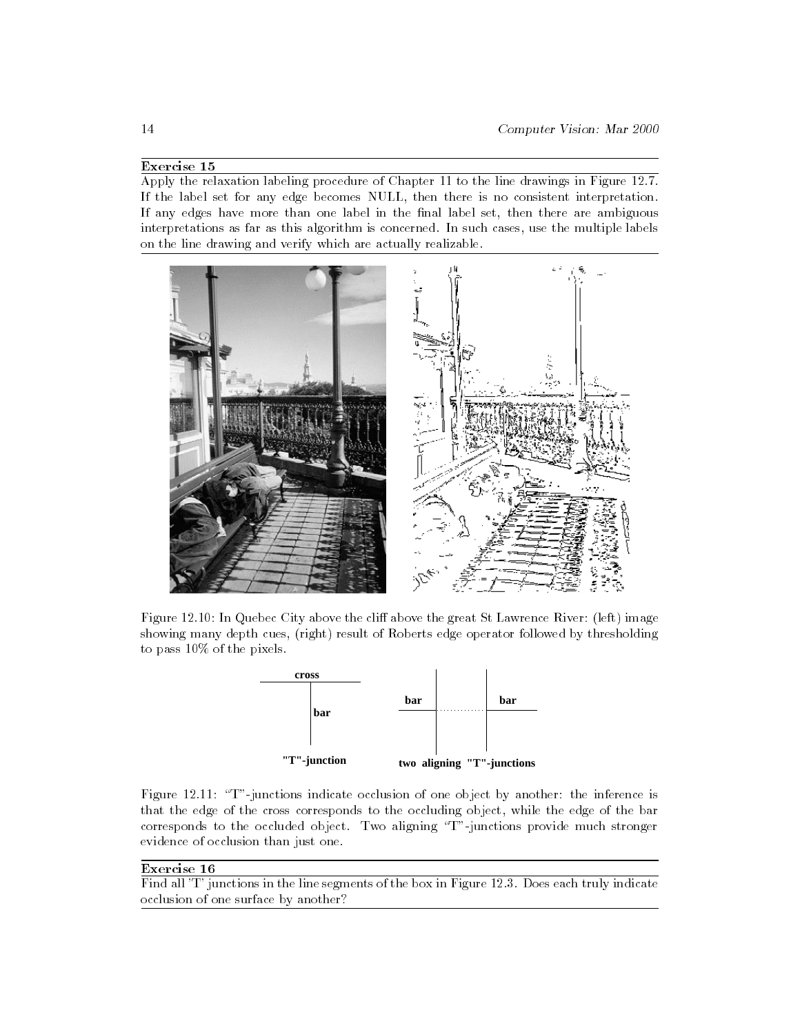**Exercise 15**

Apply the relaxation labeling procedure of Chapter 11 to the line drawings in Figure 12.7. If the label set for any edge becomes NULL, then there is no consistent interpretation. If any edges have more than one label in the final label set, then there are ambiguous interpretations as far as this algorithm is concerned. In such cases, use the multiple labels on the line drawing and verify which are actually realizable.

Figure 12.10: In Quebec City above the cliff above the great St Lawrence River: (left) image showing many depth cues, (right) result of Roberts edge operator followed by thresholding to pass 10% of the pixels.

Figure 12.11: "T"-junctions indicate occlusion of one object by another: the inference is that the edge of the cross corresponds to the occluding object, while the edge of the bar corresponds to the occluded object. Two aligning "T"-junctions provide much stronger evidence of occlusion than just one.

**Exercise 16**

Find all 'T' junctions in the line segments of the box in Figure 12.3. Does each truly indicate occlusion of one surface by another?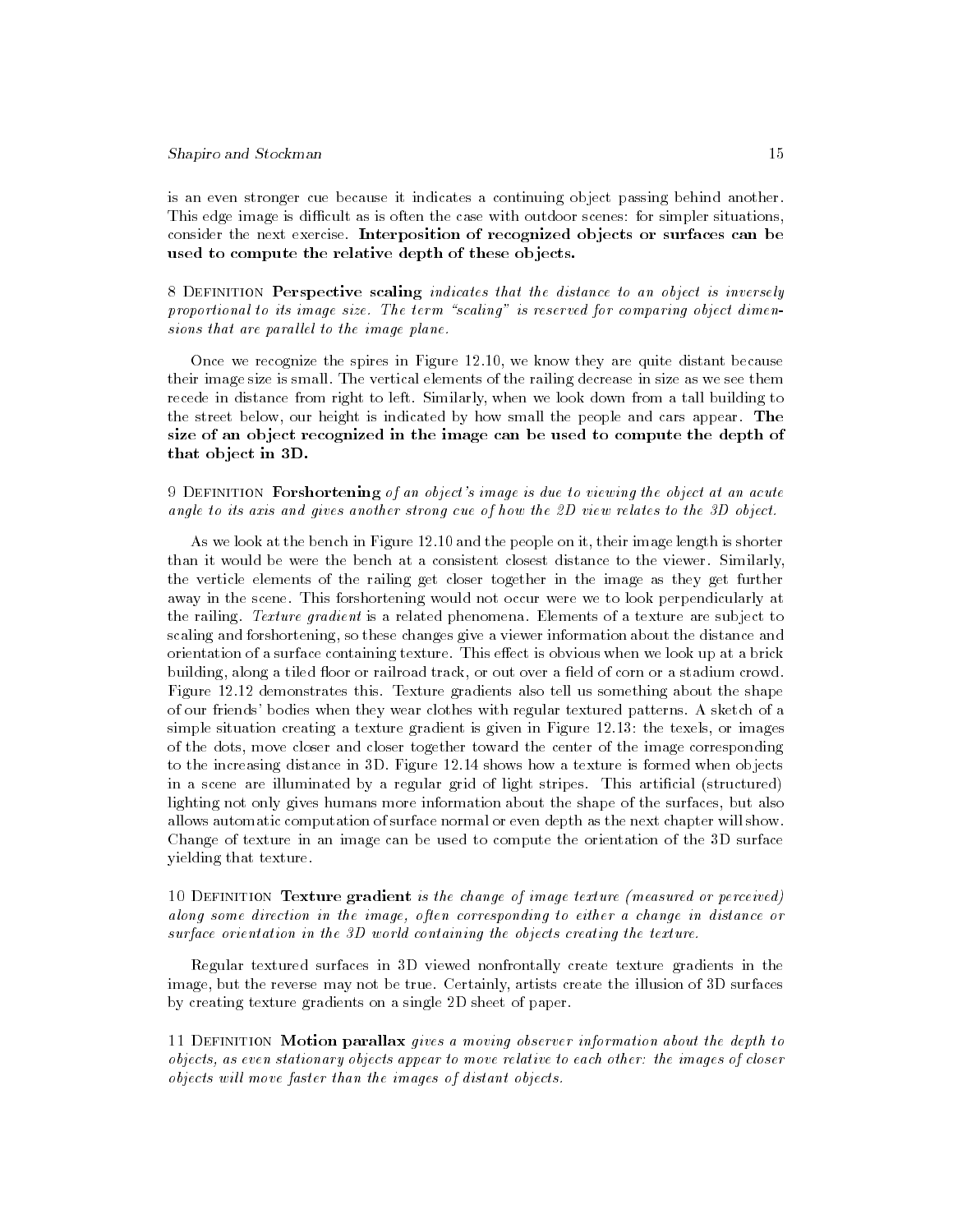is an even stronger cue because it indicates a continuing object passing behind another. This edge image is difficult as is often the case with outdoor scenes: for simpler situations, consider the next exercise. **Interposition of recognized objects or surfaces can be used to compute the relative depth of these objects.**

8 Definition **Perspective scaling** *indicates that the distance to an object is inversely proportional to its image size. The term "scaling" is reserved for comparing object dimensions that are parallel to the image plane.*

Once we recognize the spires in Figure 12.10, we know they are quite distant because their image size is small. The vertical elements of the railing decrease in size as we see them recede in distance from right to left. Similarly, when we look down from a tall building to the street below, our height is indicated by how small the people and cars appear. **The size of an object recognized in the image can be used to compute the depth of that object in 3D.**

9 Definition **Forshortening** *of an object's image is due to viewing the object at an acute angle to its axis and gives another strong cue of how the 2D view relates to the 3D object.*

As we look at the bench in Figure 12.10 and the people on it, their image length is shorter than it would be were the bench at a consistent closest distance to the viewer. Similarly, the verticle elements of the railing get closer together in the image as they get further away in the scene. This forshortening would not occur were we to look perpendicularly at the railing. *Texture gradient* is a related phenomena. Elements of a texture are subject to scaling and forshortening, so these changes give a viewer information about the distance and orientation of a surface containing texture. This effect is obvious when we look up at a brick building, along a tiled floor or railroad track, or out over a field of corn or a stadium crowd. Figure 12.12 demonstrates this. Texture gradients also tell us something about the shape of our friends' bodies when they wear clothes with regular textured patterns. A sketch of a simple situation creating a texture gradient is given in Figure 12.13: the texels, or images of the dots, move closer and closer together toward the center of the image corresponding to the increasing distance in 3D. Figure 12.14 shows how a texture is formed when objects in a scene are illuminated by a regular grid of light stripes. This artificial (structured) lighting not only gives humans more information about the shape of the surfaces, but also allows automatic computation of surface normal or even depth as the next chapter will show. Change of texture in an image can be used to compute the orientation of the 3D surface yielding that texture.

10 Definition **Texture gradient** *is the change of image texture (measured or perceived) along some direction in the image, often corresponding to either a change in distance or surface orientation in the 3D world containing the objects creating the texture.*

Regular textured surfaces in 3D viewed nonfrontally create texture gradients in the image, but the reverse may not be true. Certainly, artists create the illusion of 3D surfaces by creating texture gradients on a single 2D sheet of paper.

11 Definition **Motion parallax** *gives a moving observer information about the depth to objects, as even stationary objects appear to move relative to each other: the images of closer objects will move faster than the images of distant objects.*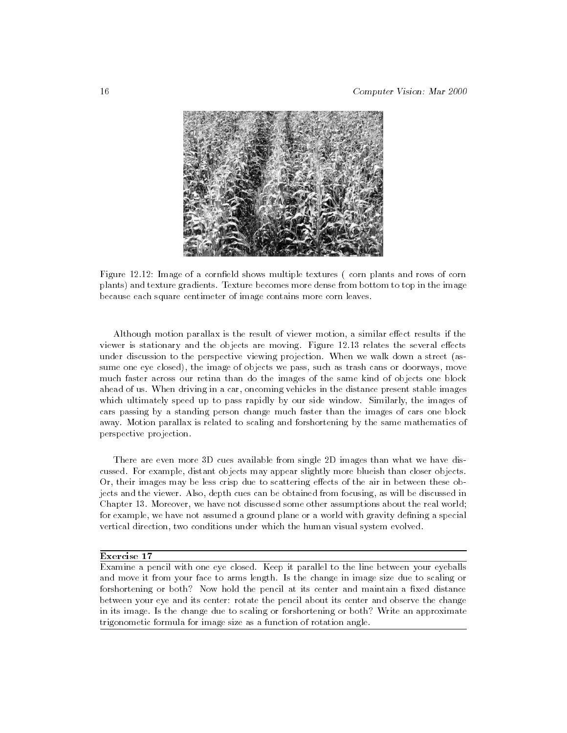Figure 12.12: Image of a cornfield shows multiple textures ( corn plants and rows of corn plants) and texture gradients. Texture becomes more dense from bottom to top in the image because each square centimeter of image contains more corn leaves.

Although motion parallax is the result of viewer motion, a similar effect results if the viewer is stationary and the objects are moving. Figure 12.13 relates the several effects under discussion to the perspective viewing projection. When we walk down a street (assume one eye closed), the image of objects we pass, such as trash cans or doorways, move much faster across our retina than do the images of the same kind of objects one block ahead of us. When driving in a car, oncoming vehicles in the distance present stable images which ultimately speed up to pass rapidly by our side window. Similarly, the images of cars passing by a standing person change much faster than the images of cars one block away. Motion parallax is related to scaling and forshortening by the same mathematics of perspective projection.

There are even more 3D cues available from single 2D images than what we have discussed. For example, distant objects may appear slightly more blueish than closer objects. Or, their images may be less crisp due to scattering effects of the air in between these objects and the viewer. Also, depth cues can be obtained from focusing, as will be discussed in Chapter 13. Moreover, we have not discussed some other assumptions about the real world; for example, we have not assumed a ground plane or a world with gravity defining a special vertical direction, two conditions under which the human visual system evolved.

---

**Exercise 17**

Examine a pencil with one eye closed. Keep it parallel to the line between your eyeballs and move it from your face to arms length. Is the change in image size due to scaling or forshortening or both? Now hold the pencil at its center and maintain a fixed distance between your eye and its center: rotate the pencil about its center and observe the change in its image. Is the change due to scaling or forshortening or both? Write an approximate trigonometic formula for image size as a function of rotation angle.

---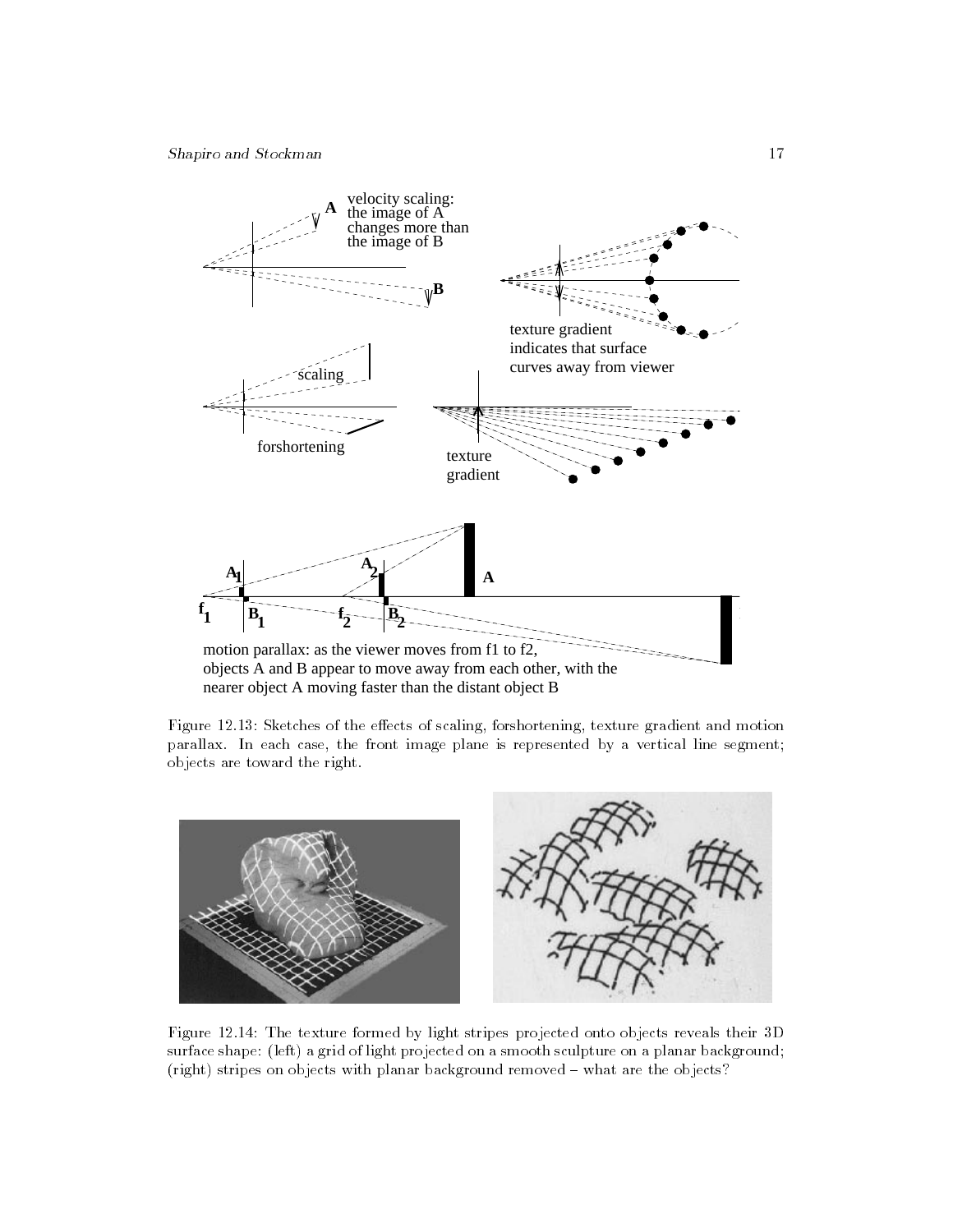velocity scaling: the image of A changes more than the image of B

texture gradient indicates that surface curves away from viewer

scaling

forshortening

texture gradient

motion parallax: as the viewer moves from f1 to f2, objects A and B appear to move away from each other, with the nearer object A moving faster than the distant object B

Figure 12.13: Sketches of the effects of scaling, forshortening, texture gradient and motion parallax. In each case, the front image plane is represented by a vertical line segment; objects are toward the right.

Figure 12.14: The texture formed by light stripes projected onto objects reveals their 3D surface shape: (left) a grid of light projected on a smooth sculpture on a planar background; (right) stripes on objects with planar background removed – what are the objects?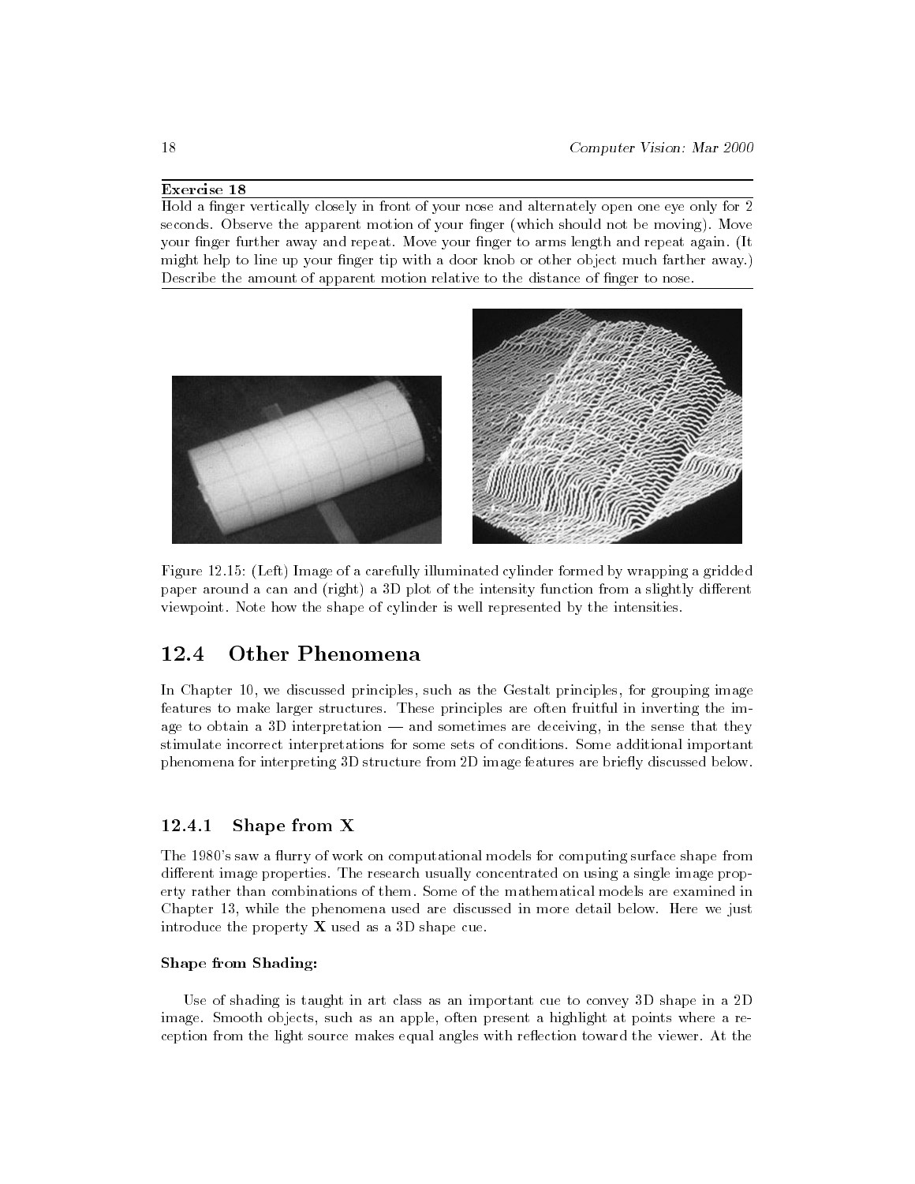**Exercise 18**

Hold a finger vertically closely in front of your nose and alternately open one eye only for 2 seconds. Observe the apparent motion of your finger (which should not be moving). Move your finger further away and repeat. Move your finger to arms length and repeat again. (It might help to line up your finger tip with a door knob or other object much farther away.) Describe the amount of apparent motion relative to the distance of finger to nose.

Figure 12.15: (Left) Image of a carefully illuminated cylinder formed by wrapping a gridded paper around a can and (right) a 3D plot of the intensity function from a slightly different viewpoint. Note how the shape of cylinder is well represented by the intensities.

## 12.4 Other Phenomena

In Chapter 10, we discussed principles, such as the Gestalt principles, for grouping image features to make larger structures. These principles are often fruitful in inverting the image to obtain a 3D interpretation — and sometimes are deceiving, in the sense that they stimulate incorrect interpretations for some sets of conditions. Some additional important phenomena for interpreting 3D structure from 2D image features are briefly discussed below.

### 12.4.1 Shape from X

The 1980's saw a flurry of work on computational models for computing surface shape from different image properties. The research usually concentrated on using a single image property rather than combinations of them. Some of the mathematical models are examined in Chapter 13, while the phenomena used are discussed in more detail below. Here we just introduce the property **X** used as a 3D shape cue.

**Shape from Shading:**

Use of shading is taught in art class as an important cue to convey 3D shape in a 2D image. Smooth objects, such as an apple, often present a highlight at points where a reception from the light source makes equal angles with reflection toward the viewer. At the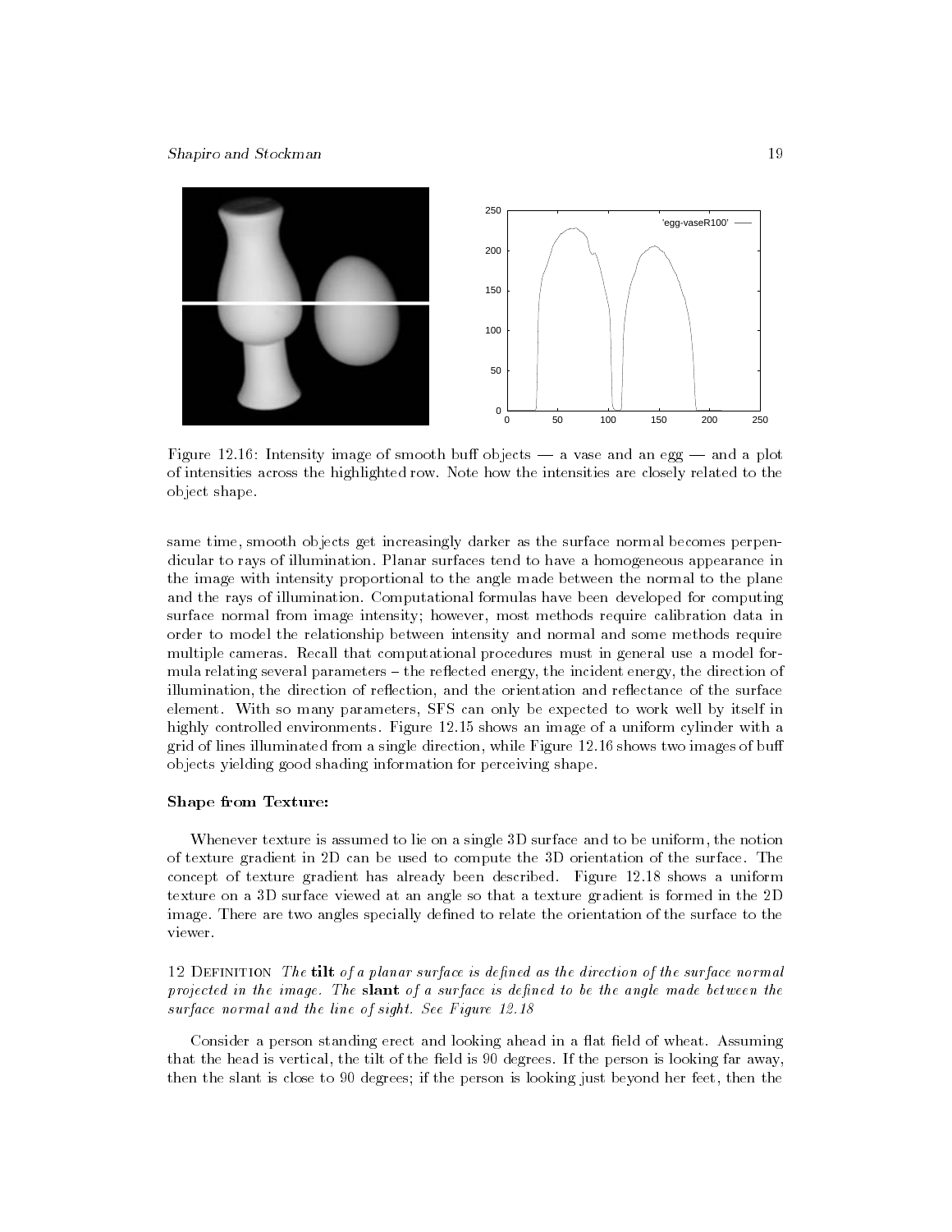Figure 12.16: Intensity image of smooth buff objects — a vase and an egg — and a plot of intensities across the highlighted row. Note how the intensities are closely related to the object shape.

same time, smooth objects get increasingly darker as the surface normal becomes perpendicular to rays of illumination. Planar surfaces tend to have a homogeneous appearance in the image with intensity proportional to the angle made between the normal to the plane and the rays of illumination. Computational formulas have been developed for computing surface normal from image intensity; however, most methods require calibration data in order to model the relationship between intensity and normal and some methods require multiple cameras. Recall that computational procedures must in general use a model formula relating several parameters – the reflected energy, the incident energy, the direction of illumination, the direction of reflection, and the orientation and reflectance of the surface element. With so many parameters, SFS can only be expected to work well by itself in highly controlled environments. Figure 12.15 shows an image of a uniform cylinder with a grid of lines illuminated from a single direction, while Figure 12.16 shows two images of buff objects yielding good shading information for perceiving shape.

**Shape from Texture:**

Whenever texture is assumed to lie on a single 3D surface and to be uniform, the notion of texture gradient in 2D can be used to compute the 3D orientation of the surface. The concept of texture gradient has already been described. Figure 12.18 shows a uniform texture on a 3D surface viewed at an angle so that a texture gradient is formed in the 2D image. There are two angles specially defined to relate the orientation of the surface to the viewer.

12 Definition *The* **tilt** *of a planar surface is defined as the direction of the surface normal projected in the image. The* **slant** *of a surface is defined to be the angle made between the surface normal and the line of sight. See Figure 12.18*

Consider a person standing erect and looking ahead in a flat field of wheat. Assuming that the head is vertical, the tilt of the field is 90 degrees. If the person is looking far away, then the slant is close to 90 degrees; if the person is looking just beyond her feet, then the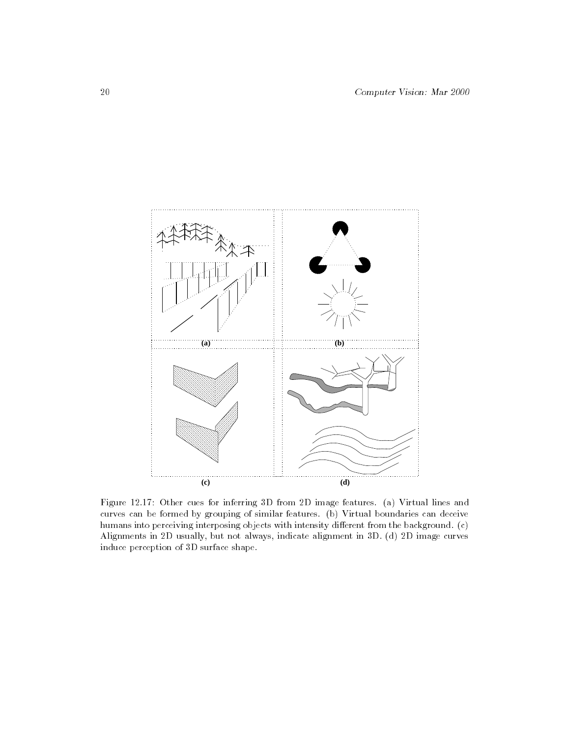Figure 12.17: Other cues for inferring 3D from 2D image features. (a) Virtual lines and curves can be formed by grouping of similar features. (b) Virtual boundaries can deceive humans into perceiving interposing objects with intensity different from the background. (c) Alignments in 2D usually, but not always, indicate alignment in 3D. (d) 2D image curves induce perception of 3D surface shape.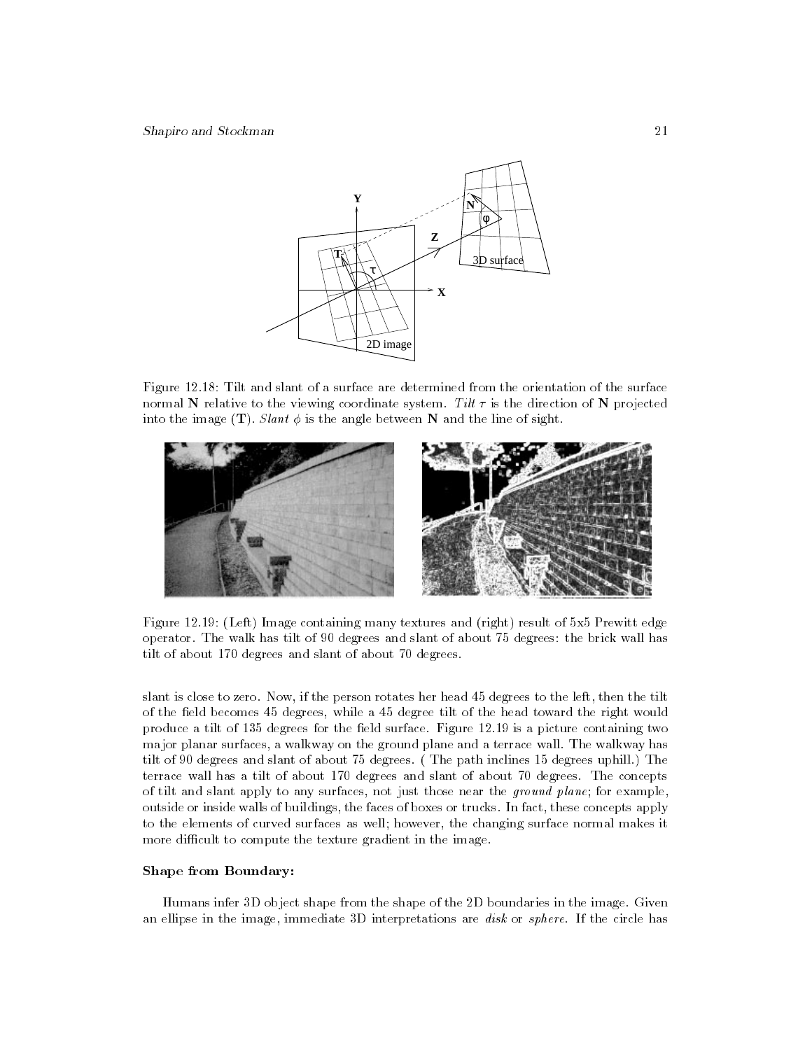Figure 12.18: Tilt and slant of a surface are determined from the orientation of the surface normal **N** relative to the viewing coordinate system. *Tilt* $\tau$ is the direction of **N** projected into the image (**T**). *Slant* $\phi$ is the angle between **N** and the line of sight.

Figure 12.19: (Left) Image containing many textures and (right) result of 5x5 Prewitt edge operator. The walk has tilt of 90 degrees and slant of about 75 degrees: the brick wall has tilt of about 170 degrees and slant of about 70 degrees.

slant is close to zero. Now, if the person rotates her head 45 degrees to the left, then the tilt of the field becomes 45 degrees, while a 45 degree tilt of the head toward the right would produce a tilt of 135 degrees for the field surface. Figure 12.19 is a picture containing two major planar surfaces, a walkway on the ground plane and a terrace wall. The walkway has tilt of 90 degrees and slant of about 75 degrees. ( The path inclines 15 degrees uphill.) The terrace wall has a tilt of about 170 degrees and slant of about 70 degrees. The concepts of tilt and slant apply to any surfaces, not just those near the *ground plane*; for example, outside or inside walls of buildings, the faces of boxes or trucks. In fact, these concepts apply to the elements of curved surfaces as well; however, the changing surface normal makes it more difficult to compute the texture gradient in the image.

**Shape from Boundary:**

Humans infer 3D object shape from the shape of the 2D boundaries in the image. Given an ellipse in the image, immediate 3D interpretations are *disk* or *sphere*. If the circle has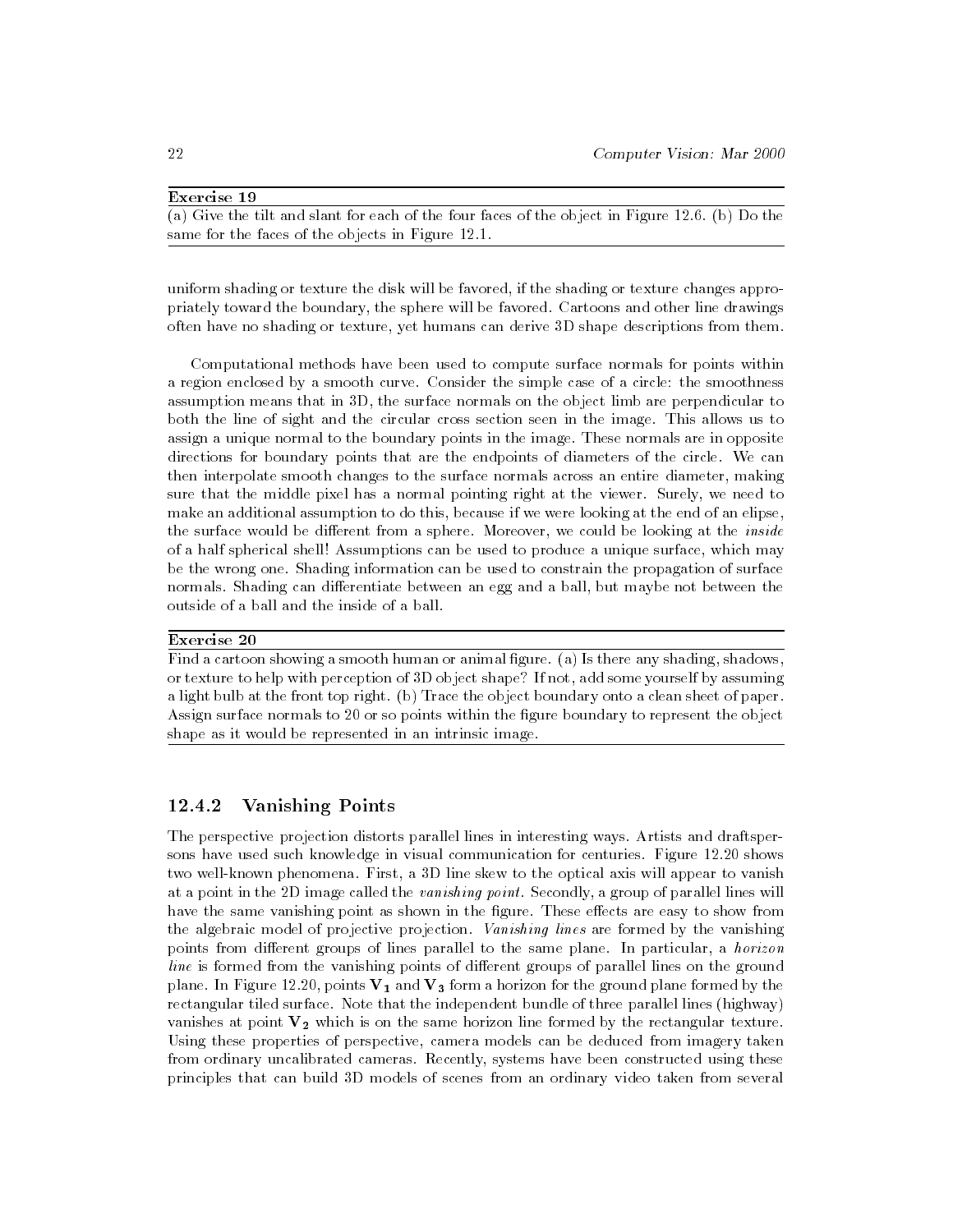**Exercise 19**

(a) Give the tilt and slant for each of the four faces of the object in Figure 12.6. (b) Do the same for the faces of the objects in Figure 12.1.

uniform shading or texture the disk will be favored, if the shading or texture changes appropriately toward the boundary, the sphere will be favored. Cartoons and other line drawings often have no shading or texture, yet humans can derive 3D shape descriptions from them.

Computational methods have been used to compute surface normals for points within a region enclosed by a smooth curve. Consider the simple case of a circle: the smoothness assumption means that in 3D, the surface normals on the object limb are perpendicular to both the line of sight and the circular cross section seen in the image. This allows us to assign a unique normal to the boundary points in the image. These normals are in opposite directions for boundary points that are the endpoints of diameters of the circle. We can then interpolate smooth changes to the surface normals across an entire diameter, making sure that the middle pixel has a normal pointing right at the viewer. Surely, we need to make an additional assumption to do this, because if we were looking at the end of an elipse, the surface would be different from a sphere. Moreover, we could be looking at the *inside* of a half spherical shell! Assumptions can be used to produce a unique surface, which may be the wrong one. Shading information can be used to constrain the propagation of surface normals. Shading can differentiate between an egg and a ball, but maybe not between the outside of a ball and the inside of a ball.

**Exercise 20**

Find a cartoon showing a smooth human or animal figure. (a) Is there any shading, shadows, or texture to help with perception of 3D object shape? If not, add some yourself by assuming a light bulb at the front top right. (b) Trace the object boundary onto a clean sheet of paper. Assign surface normals to 20 or so points within the figure boundary to represent the object shape as it would be represented in an intrinsic image.

### 12.4.2 Vanishing Points

The perspective projection distorts parallel lines in interesting ways. Artists and draftspersons have used such knowledge in visual communication for centuries. Figure 12.20 shows two well-known phenomena. First, a 3D line skew to the optical axis will appear to vanish at a point in the 2D image called the *vanishing point*. Secondly, a group of parallel lines will have the same vanishing point as shown in the figure. These effects are easy to show from the algebraic model of projective projection. *Vanishing lines* are formed by the vanishing points from different groups of lines parallel to the same plane. In particular, a *horizon line* is formed from the vanishing points of different groups of parallel lines on the ground plane. In Figure 12.20, points $\mathbf{V_1}$ and $\mathbf{V_3}$ form a horizon for the ground plane formed by the rectangular tiled surface. Note that the independent bundle of three parallel lines (highway) vanishes at point $\mathbf{V_2}$ which is on the same horizon line formed by the rectangular texture. Using these properties of perspective, camera models can be deduced from imagery taken from ordinary uncalibrated cameras. Recently, systems have been constructed using these principles that can build 3D models of scenes from an ordinary video taken from several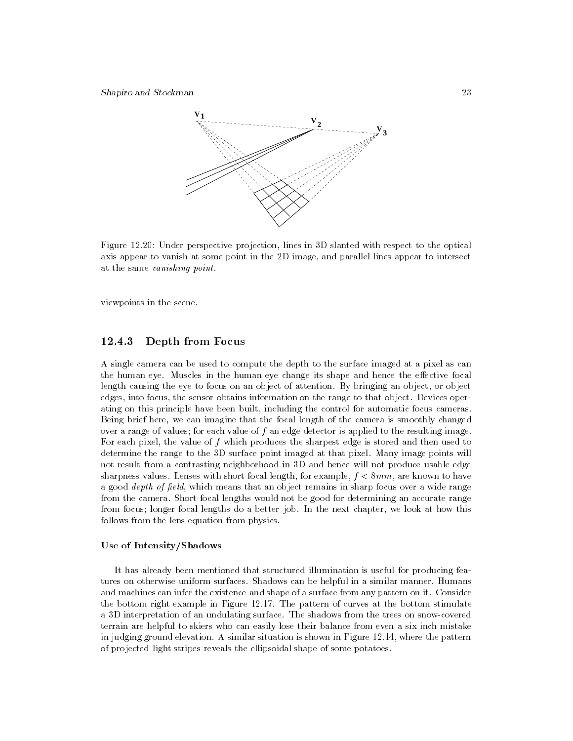Figure 12.20: Under perspective projection, lines in 3D slanted with respect to the optical axis appear to vanish at some point in the 2D image, and parallel lines appear to intersect at the same *vanishing point*.

viewpoints in the scene.

### 12.4.3 Depth from Focus

A single camera can be used to compute the depth to the surface imaged at a pixel as can the human eye. Muscles in the human eye change its shape and hence the effective focal length causing the eye to focus on an object of attention. By bringing an object, or object edges, into focus, the sensor obtains information on the range to that object. Devices operating on this principle have been built, including the control for automatic focus cameras. Being brief here, we can imagine that the focal length of the camera is smoothly changed over a range of values; for each value of $f$ an edge detector is applied to the resulting image. For each pixel, the value of $f$ which produces the sharpest edge is stored and then used to determine the range to the 3D surface point imaged at that pixel. Many image points will not result from a contrasting neighborhood in 3D and hence will not produce usable edge sharpness values. Lenses with short focal length, for example, $f < 8mm$, are known to have a good *depth of field*, which means that an object remains in sharp focus over a wide range from the camera. Short focal lengths would not be good for determining an accurate range from focus; longer focal lengths do a better job. In the next chapter, we look at how this follows from the lens equation from physics.

#### Use of Intensity/Shadows

It has already been mentioned that structured illumination is useful for producing features on otherwise uniform surfaces. Shadows can be helpful in a similar manner. Humans and machines can infer the existence and shape of a surface from any pattern on it. Consider the bottom right example in Figure 12.17. The pattern of curves at the bottom stimulate a 3D interpretation of an undulating surface. The shadows from the trees on snow-covered terrain are helpful to skiers who can easily lose their balance from even a six inch mistake in judging ground elevation. A similar situation is shown in Figure 12.14, where the pattern of projected light stripes reveals the ellipsoidal shape of some potatoes.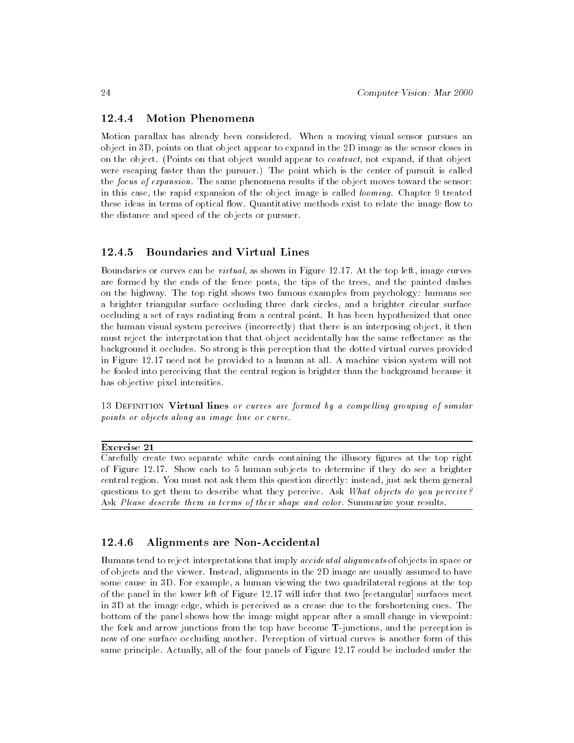### 12.4.4 Motion Phenomena

Motion parallax has already been considered. When a moving visual sensor pursues an object in 3D, points on that object appear to expand in the 2D image as the sensor closes in on the object. (Points on that object would appear to *contract*, not expand, if that object were escaping faster than the pursuer.) The point which is the center of pursuit is called the *focus of expansion*. The same phenomena results if the object moves toward the sensor: in this case, the rapid expansion of the object image is called *looming*. Chapter 9 treated these ideas in terms of optical flow. Quantitative methods exist to relate the image flow to the distance and speed of the objects or pursuer.

### 12.4.5 Boundaries and Virtual Lines

Boundaries or curves can be *virtual*, as shown in Figure 12.17. At the top left, image curves are formed by the ends of the fence posts, the tips of the trees, and the painted dashes on the highway. The top right shows two famous examples from psychology: humans see a brighter triangular surface occluding three dark circles, and a brighter circular surface occluding a set of rays radiating from a central point. It has been hypothesized that once the human visual system perceives (incorrectly) that there is an interposing object, it then must reject the interpretation that that object accidentally has the same reflectance as the background it occludes. So strong is this perception that the dotted virtual curves provided in Figure 12.17 need not be provided to a human at all. A machine vision system will not be fooled into perceiving that the central region is brighter than the background because it has objective pixel intensities.

13 Definition **Virtual lines** *or curves are formed by a compelling grouping of similar points or objects along an image line or curve.*

---

**Exercise 21**

Carefully create two separate white cards containing the illusory figures at the top right of Figure 12.17. Show each to 5 human subjects to determine if they do see a brighter central region. You must not ask them this question directly: instead, just ask them general questions to get them to describe what they perceive. Ask *What objects do you perceive?* Ask *Please describe them in terms of their shape and color.* Summarize your results.

---

### 12.4.6 Alignments are Non-Accidental

Humans tend to reject interpretations that imply *accidental alignments* of objects in space or of objects and the viewer. Instead, alignments in the 2D image are usually assumed to have some cause in 3D. For example, a human viewing the two quadrilateral regions at the top of the panel in the lower left of Figure 12.17 will infer that two [rectangular] surfaces meet in 3D at the image edge, which is perceived as a crease due to the forshortening cues. The bottom of the panel shows how the image might appear after a small change in viewpoint: the fork and arrow junctions from the top have become **T**-junctions, and the perception is now of one surface occluding another. Perception of virtual curves is another form of this same principle. Actually, all of the four panels of Figure 12.17 could be included under the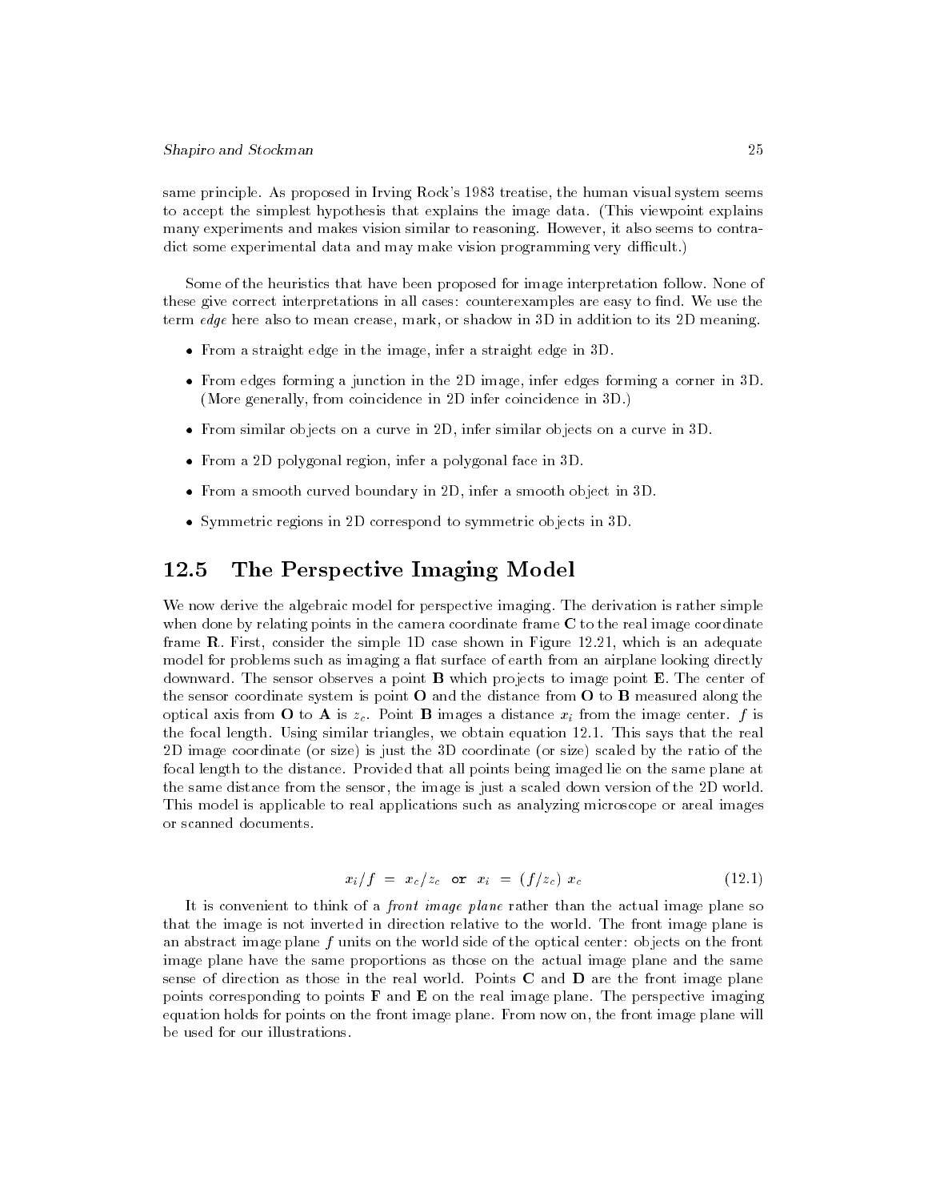same principle. As proposed in Irving Rock's 1983 treatise, the human visual system seems to accept the simplest hypothesis that explains the image data. (This viewpoint explains many experiments and makes vision similar to reasoning. However, it also seems to contradict some experimental data and may make vision programming very difficult.)

Some of the heuristics that have been proposed for image interpretation follow. None of these give correct interpretations in all cases: counterexamples are easy to find. We use the term *edge* here also to mean crease, mark, or shadow in 3D in addition to its 2D meaning.

- From a straight edge in the image, infer a straight edge in 3D.
- From edges forming a junction in the 2D image, infer edges forming a corner in 3D. (More generally, from coincidence in 2D infer coincidence in 3D.)
- From similar objects on a curve in 2D, infer similar objects on a curve in 3D.
- From a 2D polygonal region, infer a polygonal face in 3D.
- From a smooth curved boundary in 2D, infer a smooth object in 3D.
- Symmetric regions in 2D correspond to symmetric objects in 3D.

## 12.5 The Perspective Imaging Model

We now derive the algebraic model for perspective imaging. The derivation is rather simple when done by relating points in the camera coordinate frame **C** to the real image coordinate frame **R**. First, consider the simple 1D case shown in Figure 12.21, which is an adequate model for problems such as imaging a flat surface of earth from an airplane looking directly downward. The sensor observes a point **B** which projects to image point **E**. The center of the sensor coordinate system is point **O** and the distance from **O** to **B** measured along the optical axis from **O** to **A** is $z_c$. Point **B** images a distance $x_i$ from the image center. $f$ is the focal length. Using similar triangles, we obtain equation 12.1. This says that the real 2D image coordinate (or size) is just the 3D coordinate (or size) scaled by the ratio of the focal length to the distance. Provided that all points being imaged lie on the same plane at the same distance from the sensor, the image is just a scaled down version of the 2D world. This model is applicable to real applications such as analyzing microscope or areal images or scanned documents.

$$x_i/f \; = \; x_c/z_c \;\; \texttt{or} \;\; x_i \; = \; (f/z_c) \; x_c \tag{12.1}$$

It is convenient to think of a *front image plane* rather than the actual image plane so that the image is not inverted in direction relative to the world. The front image plane is an abstract image plane $f$ units on the world side of the optical center: objects on the front image plane have the same proportions as those on the actual image plane and the same sense of direction as those in the real world. Points **C** and **D** are the front image plane points corresponding to points **F** and **E** on the real image plane. The perspective imaging equation holds for points on the front image plane. From now on, the front image plane will be used for our illustrations.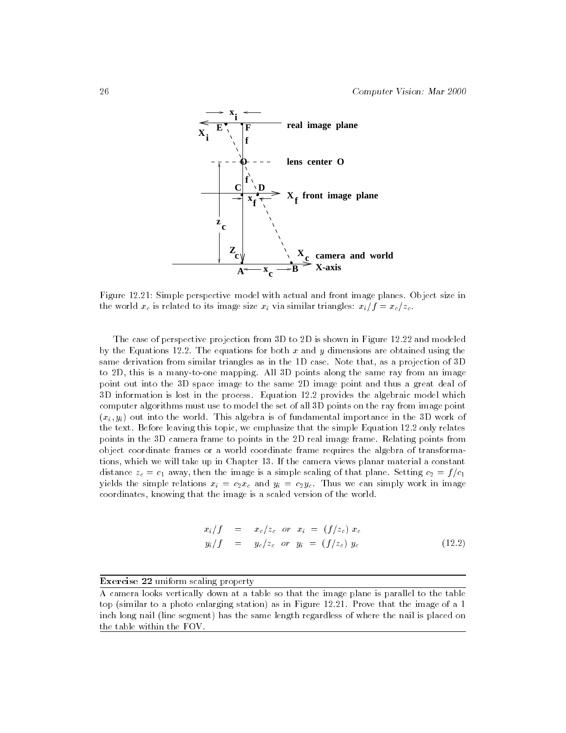Figure 12.21: Simple perspective model with actual and front image planes. Object size in the world $x_c$ is related to its image size $x_i$ via similar triangles: $x_i/f = x_c/z_c$.

The case of perspective projection from 3D to 2D is shown in Figure 12.22 and modeled by the Equations 12.2. The equations for both $x$ and $y$ dimensions are obtained using the same derivation from similar triangles as in the 1D case. Note that, as a projection of 3D to 2D, this is a many-to-one mapping. All 3D points along the same ray from an image point out into the 3D space image to the same 2D image point and thus a great deal of 3D information is lost in the process. Equation 12.2 provides the algebraic model which computer algorithms must use to model the set of all 3D points on the ray from image point $(x_i, y_i)$ out into the world. This algebra is of fundamental importance in the 3D work of the text. Before leaving this topic, we emphasize that the simple Equation 12.2 only relates points in the 3D camera frame to points in the 2D real image frame. Relating points from object coordinate frames or a world coordinate frame requires the algebra of transformations, which we will take up in Chapter 13. If the camera views planar material a constant distance $z_c = c_1$ away, then the image is a simple scaling of that plane. Setting $c_2 = f/c_1$ yields the simple relations $x_i = c_2 x_c$ and $y_i = c_2 y_c$. Thus we can simply work in image coordinates, knowing that the image is a scaled version of the world.

$$
\begin{aligned}
x_i/f &= x_c/z_c \quad or \quad x_i = (f/z_c)\, x_c \\
y_i/f &= y_c/z_c \quad or \quad y_i = (f/z_c)\, y_c
\end{aligned}
\tag{12.2}
$$

**Exercise 22** uniform scaling property

A camera looks vertically down at a table so that the image plane is parallel to the table top (similar to a photo enlarging station) as in Figure 12.21. Prove that the image of a 1 inch long nail (line segment) has the same length regardless of where the nail is placed on the table within the FOV.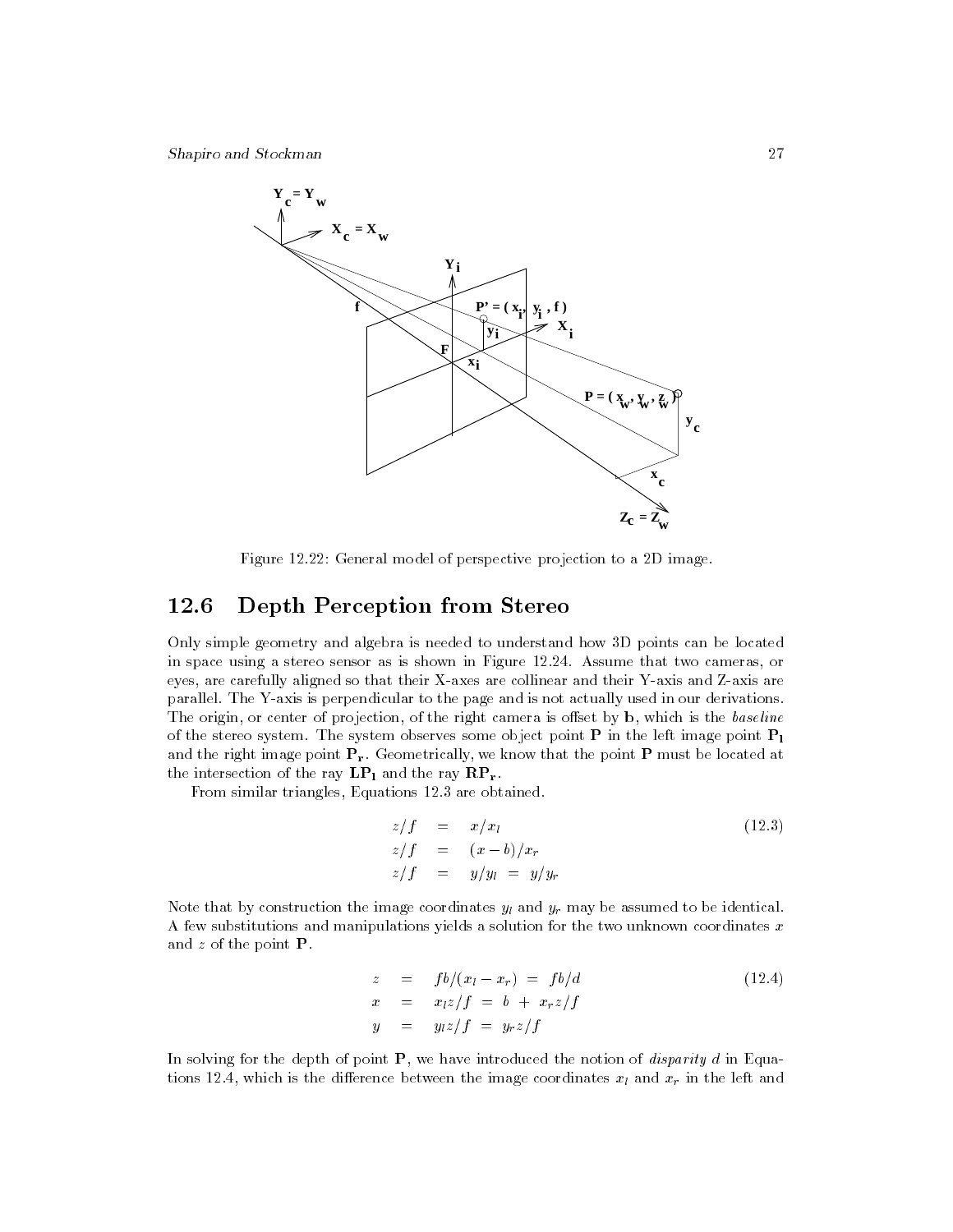Figure 12.22: General model of perspective projection to a 2D image.

## 12.6 Depth Perception from Stereo

Only simple geometry and algebra is needed to understand how 3D points can be located in space using a stereo sensor as is shown in Figure 12.24. Assume that two cameras, or eyes, are carefully aligned so that their X-axes are collinear and their Y-axis and Z-axis are parallel. The Y-axis is perpendicular to the page and is not actually used in our derivations. The origin, or center of projection, of the right camera is offset by **b**, which is the *baseline* of the stereo system. The system observes some object point **P** in the left image point $\mathbf{P_l}$ and the right image point $\mathbf{P_r}$. Geometrically, we know that the point **P** must be located at the intersection of the ray $\mathbf{LP_l}$ and the ray $\mathbf{RP_r}$.

From similar triangles, Equations 12.3 are obtained.

$$
\begin{aligned}
z/f &= x/x_l \\
z/f &= (x-b)/x_r \\
z/f &= y/y_l \ = \ y/y_r
\end{aligned}
\tag{12.3}
$$

Note that by construction the image coordinates $y_l$ and $y_r$ may be assumed to be identical. A few substitutions and manipulations yields a solution for the two unknown coordinates $x$ and $z$ of the point **P**.

$$
\begin{aligned}
z &= fb/(x_l - x_r) \ = \ fb/d \\
x &= x_l z/f \ = \ b \ + \ x_r z/f \\
y &= y_l z/f \ = \ y_r z/f
\end{aligned}
\tag{12.4}
$$

In solving for the depth of point **P**, we have introduced the notion of *disparity* $d$ in Equations 12.4, which is the difference between the image coordinates $x_l$ and $x_r$ in the left and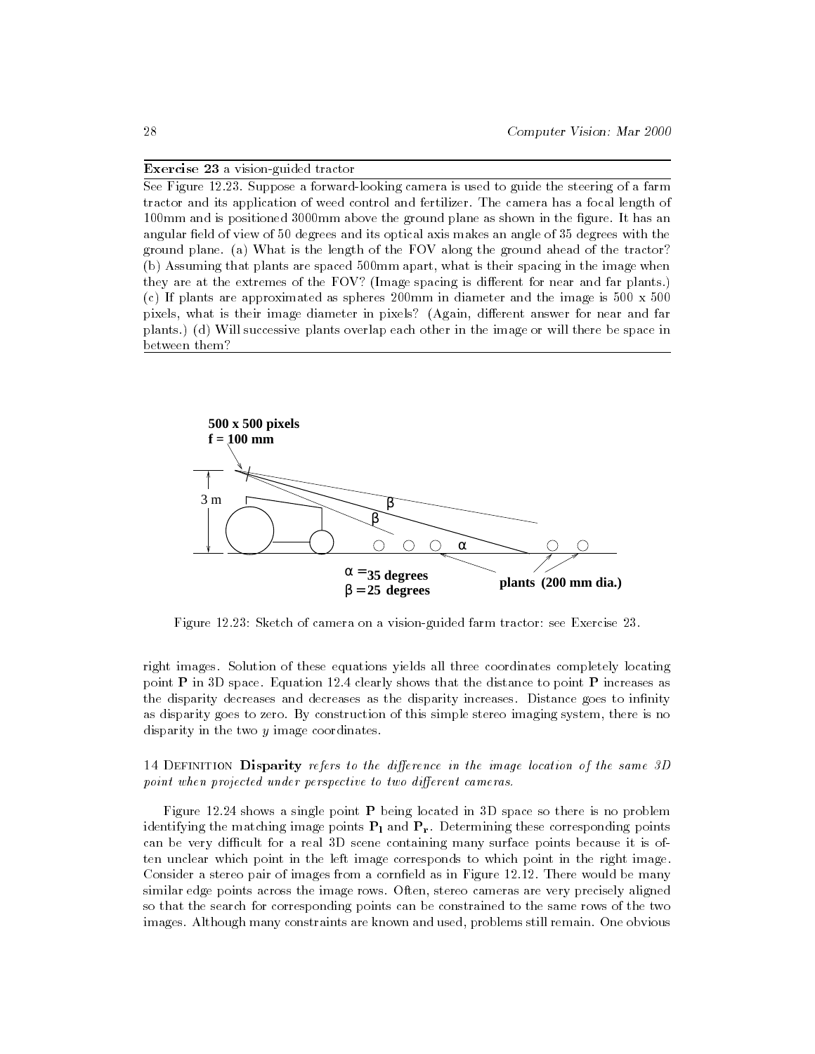**Exercise 23** a vision-guided tractor

See Figure 12.23. Suppose a forward-looking camera is used to guide the steering of a farm tractor and its application of weed control and fertilizer. The camera has a focal length of 100mm and is positioned 3000mm above the ground plane as shown in the figure. It has an angular field of view of 50 degrees and its optical axis makes an angle of 35 degrees with the ground plane. (a) What is the length of the FOV along the ground ahead of the tractor? (b) Assuming that plants are spaced 500mm apart, what is their spacing in the image when they are at the extremes of the FOV? (Image spacing is different for near and far plants.) (c) If plants are approximated as spheres 200mm in diameter and the image is 500 x 500 pixels, what is their image diameter in pixels? (Again, different answer for near and far plants.) (d) Will successive plants overlap each other in the image or will there be space in between them?

500 x 500 pixels
f = 100 mm

3 m

$\alpha$ = 35 degrees
$\beta$ = 25 degrees

plants (200 mm dia.)

Figure 12.23: Sketch of camera on a vision-guided farm tractor: see Exercise 23.

right images. Solution of these equations yields all three coordinates completely locating point **P** in 3D space. Equation 12.4 clearly shows that the distance to point **P** increases as the disparity decreases and decreases as the disparity increases. Distance goes to infinity as disparity goes to zero. By construction of this simple stereo imaging system, there is no disparity in the two $y$ image coordinates.

14 Definition **Disparity** *refers to the difference in the image location of the same 3D point when projected under perspective to two different cameras.*

Figure 12.24 shows a single point **P** being located in 3D space so there is no problem identifying the matching image points $\mathbf{P_l}$ and $\mathbf{P_r}$. Determining these corresponding points can be very difficult for a real 3D scene containing many surface points because it is often unclear which point in the left image corresponds to which point in the right image. Consider a stereo pair of images from a cornfield as in Figure 12.12. There would be many similar edge points across the image rows. Often, stereo cameras are very precisely aligned so that the search for corresponding points can be constrained to the same rows of the two images. Although many constraints are known and used, problems still remain. One obvious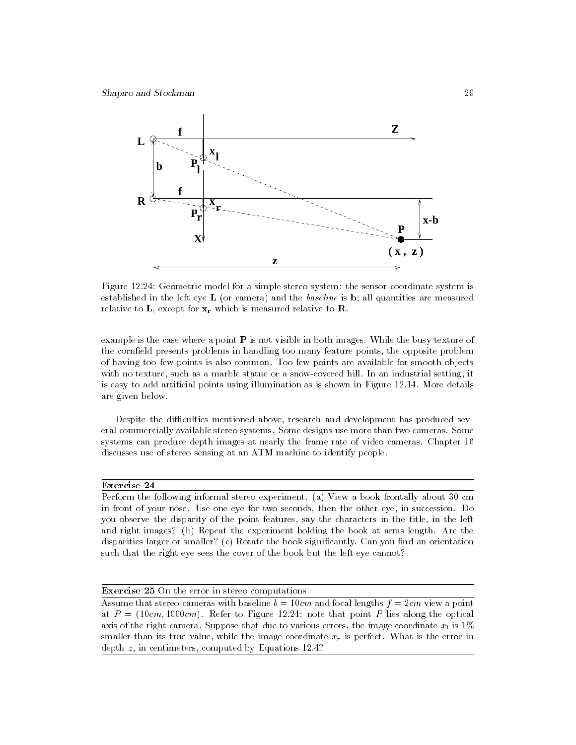Figure 12.24: Geometric model for a simple stereo system: the sensor coordinate system is established in the left eye **L** (or camera) and the *baseline* is **b**; all quantities are measured relative to **L**, except for $\mathbf{x_r}$ which is measured relative to **R**.

example is the case where a point **P** is not visible in both images. While the busy texture of the cornfield presents problems in handling too many feature points, the opposite problem of having too few points is also common. Too few points are available for smooth objects with no texture, such as a marble statue or a snow-covered hill. In an industrial setting, it is easy to add artificial points using illumination as is shown in Figure 12.14. More details are given below.

Despite the difficulties mentioned above, research and development has produced several commercially available stereo systems. Some designs use more than two cameras. Some systems can produce depth images at nearly the frame rate of video cameras. Chapter 16 discusses use of stereo sensing at an ATM machine to identify people.

---

**Exercise 24**

Perform the following informal stereo experiment. (a) View a book frontally about 30 cm in front of your nose. Use one eye for two seconds, then the other eye, in succession. Do you observe the disparity of the point features, say the characters in the title, in the left and right images? (b) Repeat the experiment holding the book at arms length. Are the disparities larger or smaller? (c) Rotate the book significantly. Can you find an orientation such that the right eye sees the cover of the book but the left eye cannot?

---

**Exercise 25** On the error in stereo computations

Assume that stereo cameras with baseline $b = 10cm$ and focal lengths $f = 2cm$ view a point at $P = (10cm, 1000cm)$. Refer to Figure 12.24: note that point $P$ lies along the optical axis of the right camera. Suppose that due to various errors, the image coordinate $x_l$ is 1% smaller than its true value, while the image coordinate $x_r$ is perfect. What is the error in depth $z$, in centimeters, computed by Equations 12.4?

---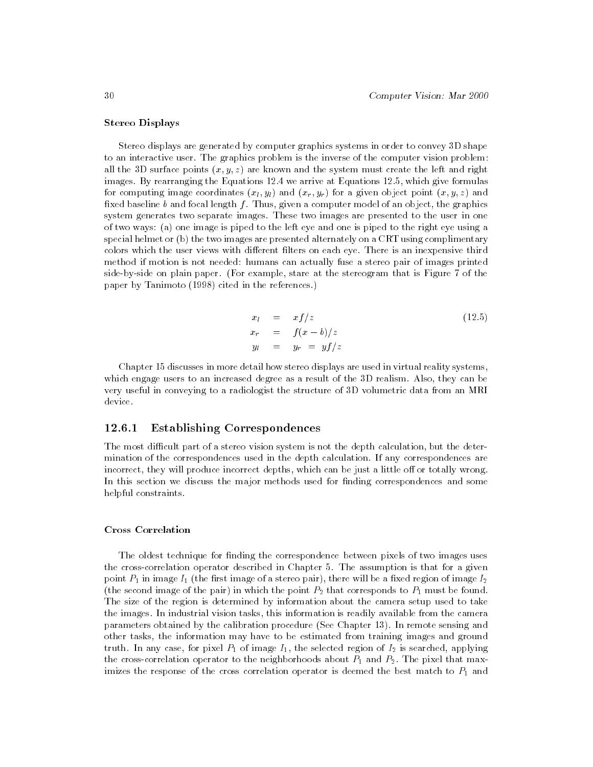**Stereo Displays**

Stereo displays are generated by computer graphics systems in order to convey 3D shape to an interactive user. The graphics problem is the inverse of the computer vision problem: all the 3D surface points $(x, y, z)$ are known and the system must create the left and right images. By rearranging the Equations 12.4 we arrive at Equations 12.5, which give formulas for computing image coordinates $(x_l, y_l)$ and $(x_r, y_r)$ for a given object point $(x, y, z)$ and fixed baseline $b$ and focal length $f$. Thus, given a computer model of an object, the graphics system generates two separate images. These two images are presented to the user in one of two ways: (a) one image is piped to the left eye and one is piped to the right eye using a special helmet or (b) the two images are presented alternately on a CRT using complimentary colors which the user views with different filters on each eye. There is an inexpensive third method if motion is not needed: humans can actually fuse a stereo pair of images printed side-by-side on plain paper. (For example, stare at the stereogram that is Figure 7 of the paper by Tanimoto (1998) cited in the references.)

$$
\begin{aligned}
x_l &= xf/z \\
x_r &= f(x-b)/z \\
y_l &= y_r \;=\; yf/z
\end{aligned}
\tag{12.5}
$$

Chapter 15 discusses in more detail how stereo displays are used in virtual reality systems, which engage users to an increased degree as a result of the 3D realism. Also, they can be very useful in conveying to a radiologist the structure of 3D volumetric data from an MRI device.

### 12.6.1 Establishing Correspondences

The most difficult part of a stereo vision system is not the depth calculation, but the determination of the correspondences used in the depth calculation. If any correspondences are incorrect, they will produce incorrect depths, which can be just a little off or totally wrong. In this section we discuss the major methods used for finding correspondences and some helpful constraints.

**Cross Correlation**

The oldest technique for finding the correspondence between pixels of two images uses the cross-correlation operator described in Chapter 5. The assumption is that for a given point $P_1$ in image $I_1$ (the first image of a stereo pair), there will be a fixed region of image $I_2$ (the second image of the pair) in which the point $P_2$ that corresponds to $P_1$ must be found. The size of the region is determined by information about the camera setup used to take the images. In industrial vision tasks, this information is readily available from the camera parameters obtained by the calibration procedure (See Chapter 13). In remote sensing and other tasks, the information may have to be estimated from training images and ground truth. In any case, for pixel $P_1$ of image $I_1$, the selected region of $I_2$ is searched, applying the cross-correlation operator to the neighborhoods about $P_1$ and $P_2$. The pixel that maximizes the response of the cross correlation operator is deemed the best match to $P_1$ and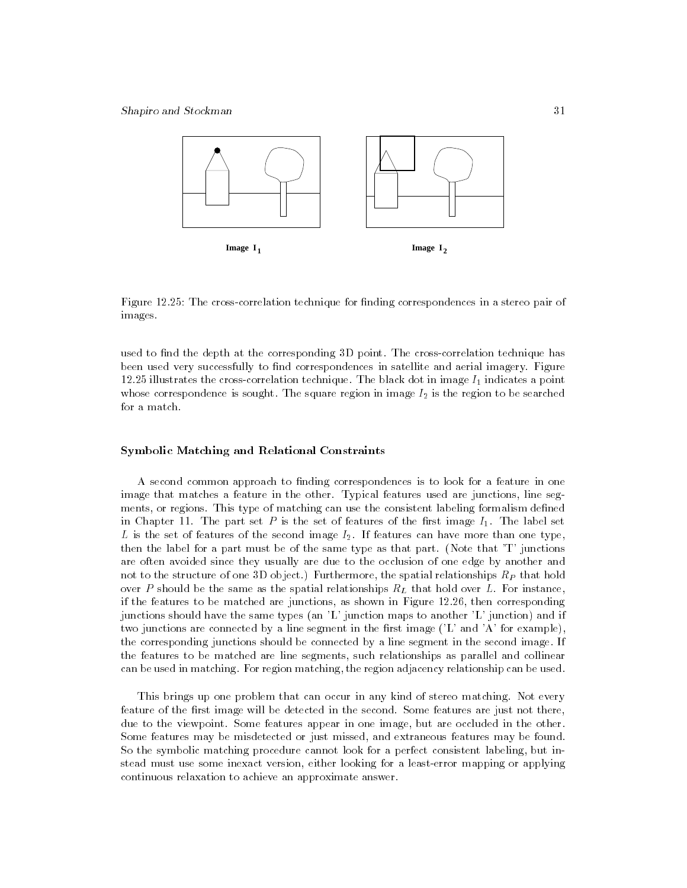Image $I_1$ Image $I_2$

Figure 12.25: The cross-correlation technique for finding correspondences in a stereo pair of images.

used to find the depth at the corresponding 3D point. The cross-correlation technique has been used very successfully to find correspondences in satellite and aerial imagery. Figure 12.25 illustrates the cross-correlation technique. The black dot in image $I_1$ indicates a point whose correspondence is sought. The square region in image $I_2$ is the region to be searched for a match.

### Symbolic Matching and Relational Constraints

A second common approach to finding correspondences is to look for a feature in one image that matches a feature in the other. Typical features used are junctions, line segments, or regions. This type of matching can use the consistent labeling formalism defined in Chapter 11. The part set $P$ is the set of features of the first image $I_1$. The label set $L$ is the set of features of the second image $I_2$. If features can have more than one type, then the label for a part must be of the same type as that part. (Note that 'T' junctions are often avoided since they usually are due to the occlusion of one edge by another and not to the structure of one 3D object.) Furthermore, the spatial relationships $R_P$ that hold over $P$ should be the same as the spatial relationships $R_L$ that hold over $L$. For instance, if the features to be matched are junctions, as shown in Figure 12.26, then corresponding junctions should have the same types (an 'L' junction maps to another 'L' junction) and if two junctions are connected by a line segment in the first image ('L' and 'A' for example), the corresponding junctions should be connected by a line segment in the second image. If the features to be matched are line segments, such relationships as parallel and collinear can be used in matching. For region matching, the region adjacency relationship can be used.

This brings up one problem that can occur in any kind of stereo matching. Not every feature of the first image will be detected in the second. Some features are just not there, due to the viewpoint. Some features appear in one image, but are occluded in the other. Some features may be misdetected or just missed, and extraneous features may be found. So the symbolic matching procedure cannot look for a perfect consistent labeling, but instead must use some inexact version, either looking for a least-error mapping or applying continuous relaxation to achieve an approximate answer.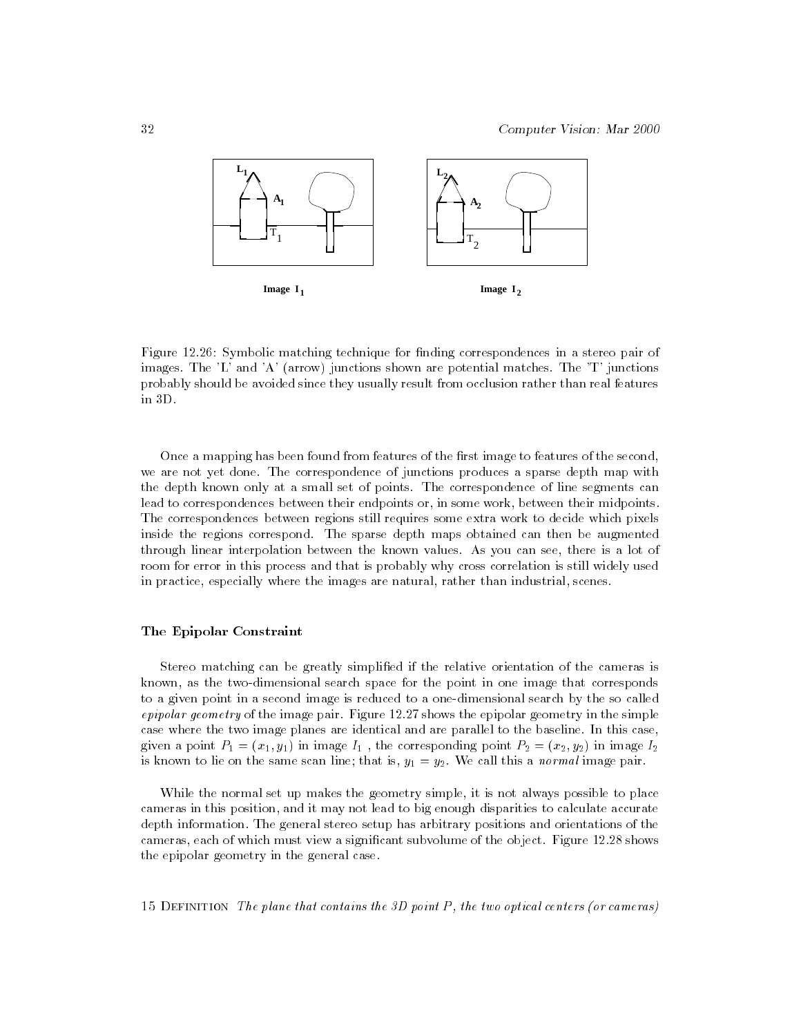Figure 12.26: Symbolic matching technique for finding correspondences in a stereo pair of images. The 'L' and 'A' (arrow) junctions shown are potential matches. The 'T' junctions probably should be avoided since they usually result from occlusion rather than real features in 3D.

Once a mapping has been found from features of the first image to features of the second, we are not yet done. The correspondence of junctions produces a sparse depth map with the depth known only at a small set of points. The correspondence of line segments can lead to correspondences between their endpoints or, in some work, between their midpoints. The correspondences between regions still requires some extra work to decide which pixels inside the regions correspond. The sparse depth maps obtained can then be augmented through linear interpolation between the known values. As you can see, there is a lot of room for error in this process and that is probably why cross correlation is still widely used in practice, especially where the images are natural, rather than industrial, scenes.

### The Epipolar Constraint

Stereo matching can be greatly simplified if the relative orientation of the cameras is known, as the two-dimensional search space for the point in one image that corresponds to a given point in a second image is reduced to a one-dimensional search by the so called *epipolar geometry* of the image pair. Figure 12.27 shows the epipolar geometry in the simple case where the two image planes are identical and are parallel to the baseline. In this case, given a point $P_1 = (x_1, y_1)$ in image $I_1$, the corresponding point $P_2 = (x_2, y_2)$ in image $I_2$ is known to lie on the same scan line; that is, $y_1 = y_2$. We call this a *normal* image pair.

While the normal set up makes the geometry simple, it is not always possible to place cameras in this position, and it may not lead to big enough disparities to calculate accurate depth information. The general stereo setup has arbitrary positions and orientations of the cameras, each of which must view a significant subvolume of the object. Figure 12.28 shows the epipolar geometry in the general case.

15 Definition *The plane that contains the 3D point P, the two optical centers (or cameras)*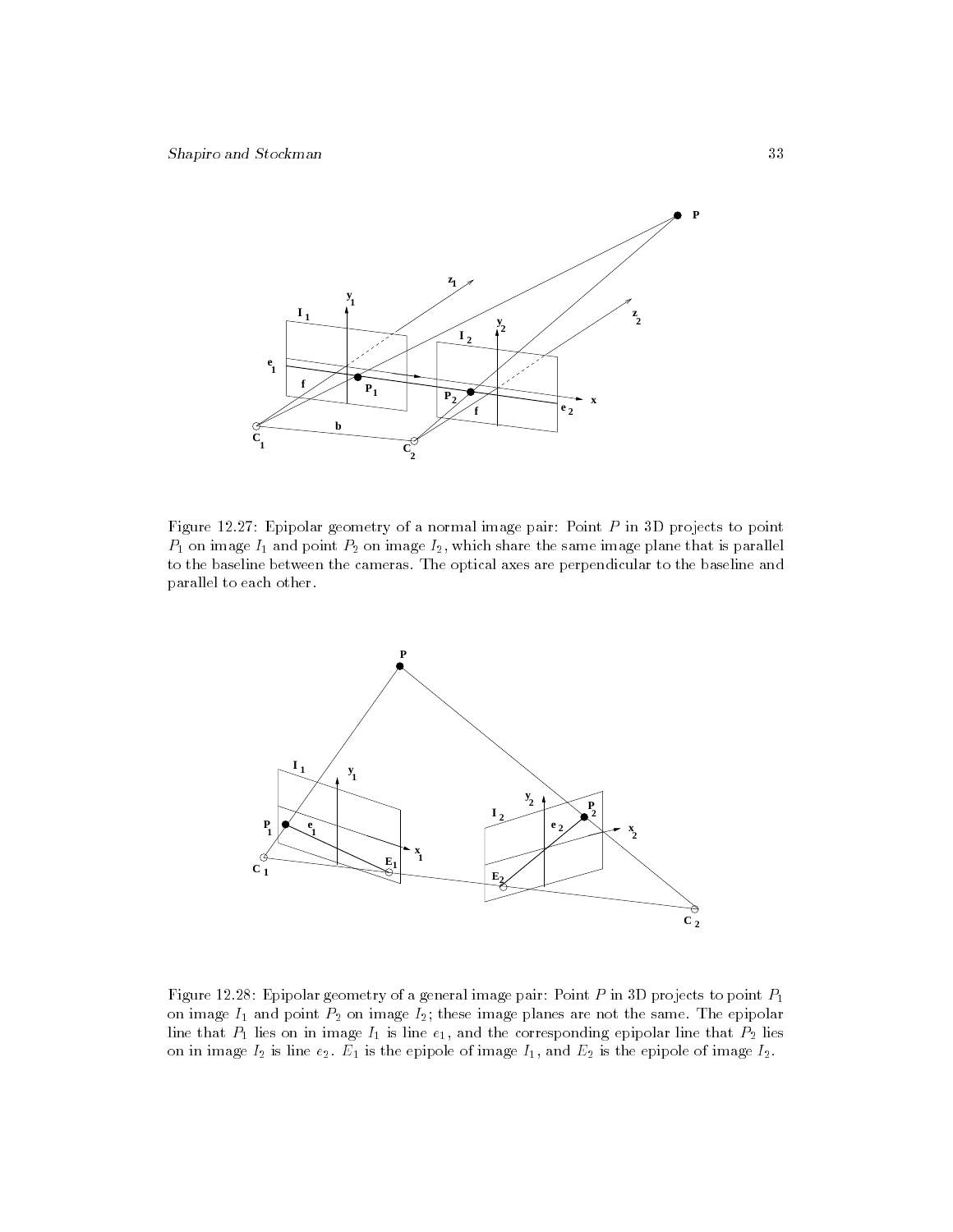Figure 12.27: Epipolar geometry of a normal image pair: Point $P$ in 3D projects to point $P_1$ on image $I_1$ and point $P_2$ on image $I_2$, which share the same image plane that is parallel to the baseline between the cameras. The optical axes are perpendicular to the baseline and parallel to each other.

Figure 12.28: Epipolar geometry of a general image pair: Point $P$ in 3D projects to point $P_1$ on image $I_1$ and point $P_2$ on image $I_2$; these image planes are not the same. The epipolar line that $P_1$ lies on in image $I_1$ is line $e_1$, and the corresponding epipolar line that $P_2$ lies on in image $I_2$ is line $e_2$. $E_1$ is the epipole of image $I_1$, and $E_2$ is the epipole of image $I_2$.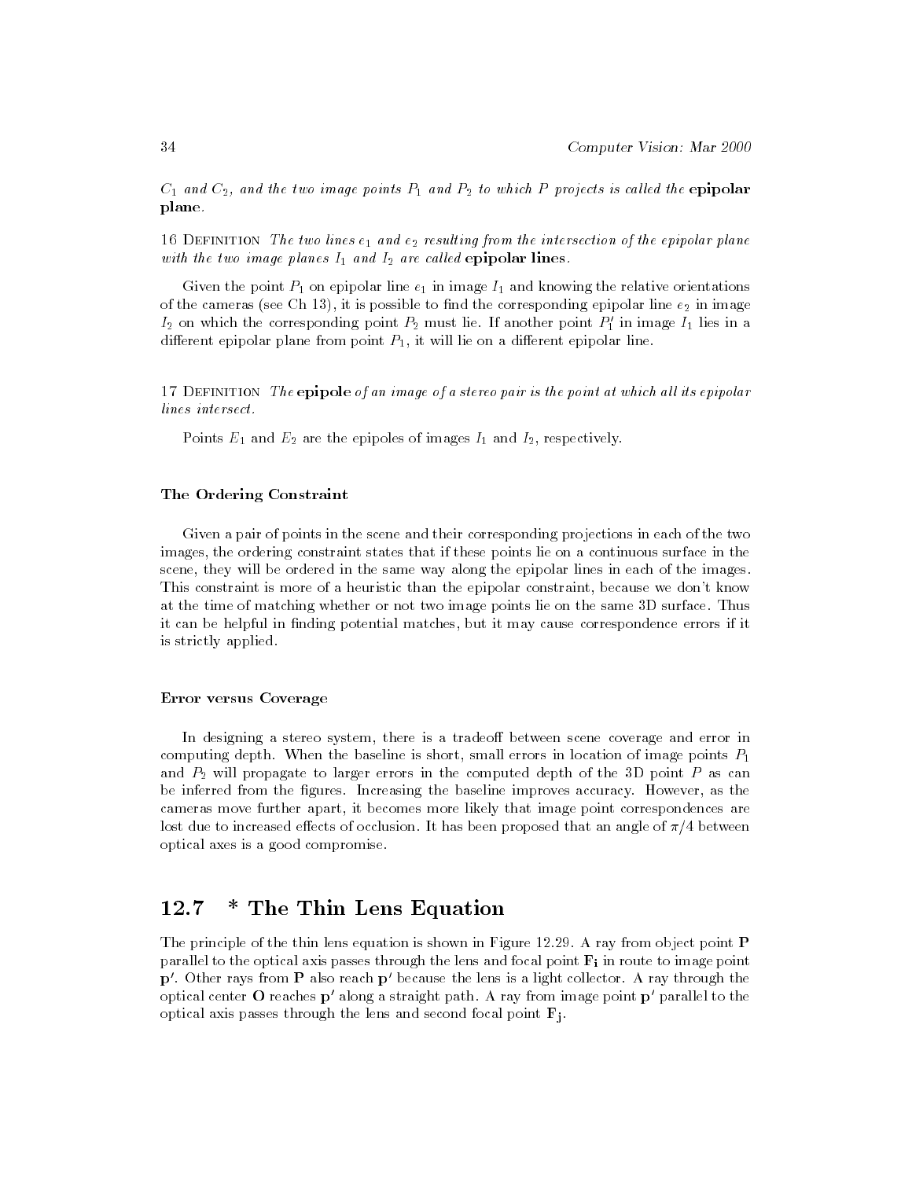*$C_1$ and $C_2$, and the two image points $P_1$ and $P_2$ to which $P$ projects is called the* **epipolar plane**.

16 Definition *The two lines $e_1$ and $e_2$ resulting from the intersection of the epipolar plane with the two image planes $I_1$ and $I_2$ are called* **epipolar lines**.

Given the point $P_1$ on epipolar line $e_1$ in image $I_1$ and knowing the relative orientations of the cameras (see Ch 13), it is possible to find the corresponding epipolar line $e_2$ in image $I_2$ on which the corresponding point $P_2$ must lie. If another point $P_1'$ in image $I_1$ lies in a different epipolar plane from point $P_1$, it will lie on a different epipolar line.

17 Definition *The* **epipole** *of an image of a stereo pair is the point at which all its epipolar lines intersect.*

Points $E_1$ and $E_2$ are the epipoles of images $I_1$ and $I_2$, respectively.

#### The Ordering Constraint

Given a pair of points in the scene and their corresponding projections in each of the two images, the ordering constraint states that if these points lie on a continuous surface in the scene, they will be ordered in the same way along the epipolar lines in each of the images. This constraint is more of a heuristic than the epipolar constraint, because we don't know at the time of matching whether or not two image points lie on the same 3D surface. Thus it can be helpful in finding potential matches, but it may cause correspondence errors if it is strictly applied.

#### Error versus Coverage

In designing a stereo system, there is a tradeoff between scene coverage and error in computing depth. When the baseline is short, small errors in location of image points $P_1$ and $P_2$ will propagate to larger errors in the computed depth of the 3D point $P$ as can be inferred from the figures. Increasing the baseline improves accuracy. However, as the cameras move further apart, it becomes more likely that image point correspondences are lost due to increased effects of occlusion. It has been proposed that an angle of $\pi/4$ between optical axes is a good compromise.

## 12.7 * The Thin Lens Equation

The principle of the thin lens equation is shown in Figure 12.29. A ray from object point $\mathbf{P}$ parallel to the optical axis passes through the lens and focal point $\mathbf{F_i}$ in route to image point $\mathbf{p'}$. Other rays from $\mathbf{P}$ also reach $\mathbf{p'}$ because the lens is a light collector. A ray through the optical center $\mathbf{O}$ reaches $\mathbf{p'}$ along a straight path. A ray from image point $\mathbf{p'}$ parallel to the optical axis passes through the lens and second focal point $\mathbf{F_j}$.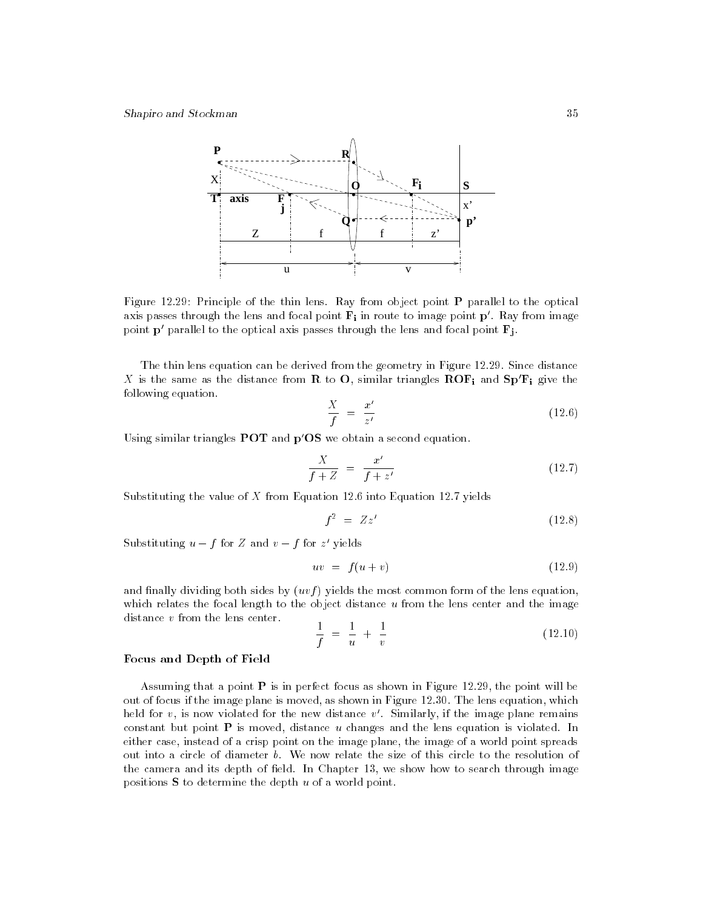Figure 12.29: Principle of the thin lens. Ray from object point **P** parallel to the optical axis passes through the lens and focal point $\mathbf{F_i}$ in route to image point $\mathbf{p'}$. Ray from image point $\mathbf{p'}$ parallel to the optical axis passes through the lens and focal point $\mathbf{F_j}$.

The thin lens equation can be derived from the geometry in Figure 12.29. Since distance $X$ is the same as the distance from **R** to **O**, similar triangles $\mathbf{ROF_i}$ and $\mathbf{Sp'F_i}$ give the following equation.

$$\frac{X}{f} = \frac{x'}{z'} \tag{12.6}$$

Using similar triangles **POT** and $\mathbf{p'OS}$ we obtain a second equation.

$$\frac{X}{f + Z} = \frac{x'}{f + z'} \tag{12.7}$$

Substituting the value of $X$ from Equation 12.6 into Equation 12.7 yields

$$f^2 = Zz' \tag{12.8}$$

Substituting $u - f$ for $Z$ and $v - f$ for $z'$ yields

$$uv = f(u + v) \tag{12.9}$$

and finally dividing both sides by $(uvf)$ yields the most common form of the lens equation, which relates the focal length to the object distance $u$ from the lens center and the image distance $v$ from the lens center.

$$\frac{1}{f} = \frac{1}{u} + \frac{1}{v} \tag{12.10}$$

### Focus and Depth of Field

Assuming that a point **P** is in perfect focus as shown in Figure 12.29, the point will be out of focus if the image plane is moved, as shown in Figure 12.30. The lens equation, which held for $v$, is now violated for the new distance $v'$. Similarly, if the image plane remains constant but point **P** is moved, distance $u$ changes and the lens equation is violated. In either case, instead of a crisp point on the image plane, the image of a world point spreads out into a circle of diameter $b$. We now relate the size of this circle to the resolution of the camera and its depth of field. In Chapter 13, we show how to search through image positions **S** to determine the depth $u$ of a world point.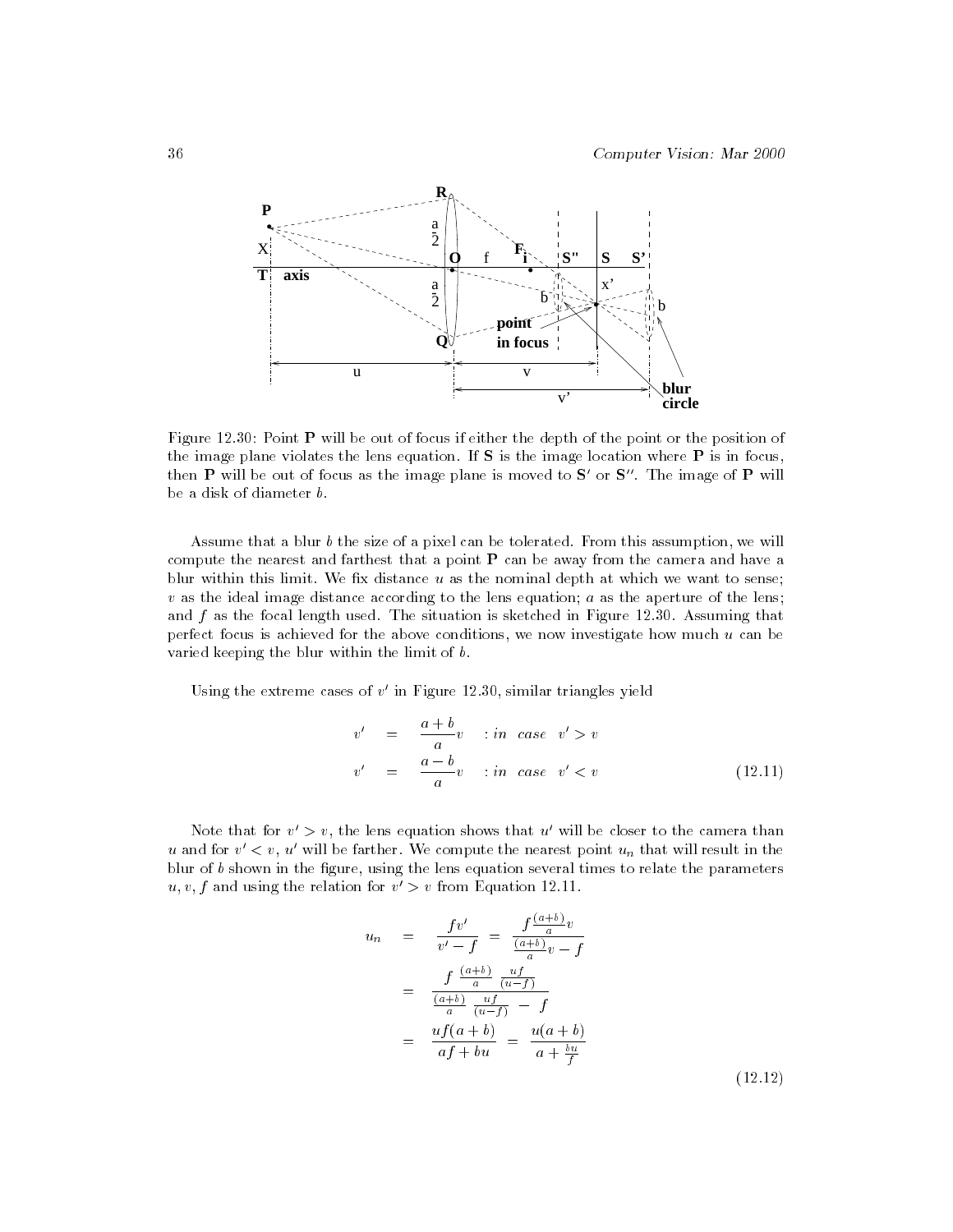Figure 12.30: Point **P** will be out of focus if either the depth of the point or the position of the image plane violates the lens equation. If **S** is the image location where **P** is in focus, then **P** will be out of focus as the image plane is moved to **S**$'$ or **S**$''$. The image of **P** will be a disk of diameter $b$.

Assume that a blur $b$ the size of a pixel can be tolerated. From this assumption, we will compute the nearest and farthest that a point **P** can be away from the camera and have a blur within this limit. We fix distance $u$ as the nominal depth at which we want to sense; $v$ as the ideal image distance according to the lens equation; $a$ as the aperture of the lens; and $f$ as the focal length used. The situation is sketched in Figure 12.30. Assuming that perfect focus is achieved for the above conditions, we now investigate how much $u$ can be varied keeping the blur within the limit of $b$.

Using the extreme cases of $v'$ in Figure 12.30, similar triangles yield

$$
\begin{aligned}
v' &= \frac{a+b}{a} v \quad : in \quad case \quad v' > v \\
v' &= \frac{a-b}{a} v \quad : in \quad case \quad v' < v
\end{aligned}
\tag{12.11}
$$

Note that for $v' > v$, the lens equation shows that $u'$ will be closer to the camera than $u$ and for $v' < v$, $u'$ will be farther. We compute the nearest point $u_n$ that will result in the blur of $b$ shown in the figure, using the lens equation several times to relate the parameters $u, v, f$ and using the relation for $v' > v$ from Equation 12.11.

$$
\begin{aligned}
u_n &= \frac{fv'}{v' - f} = \frac{f \frac{(a+b)}{a} v}{\frac{(a+b)}{a} v - f} \\
&= \frac{f \; \frac{(a+b)}{a} \; \frac{uf}{(u-f)}}{\frac{(a+b)}{a} \; \frac{uf}{(u-f)} \; - \; f} \\
&= \frac{uf(a+b)}{af + bu} = \frac{u(a+b)}{a + \frac{bu}{f}}
\end{aligned}
\tag{12.12}
$$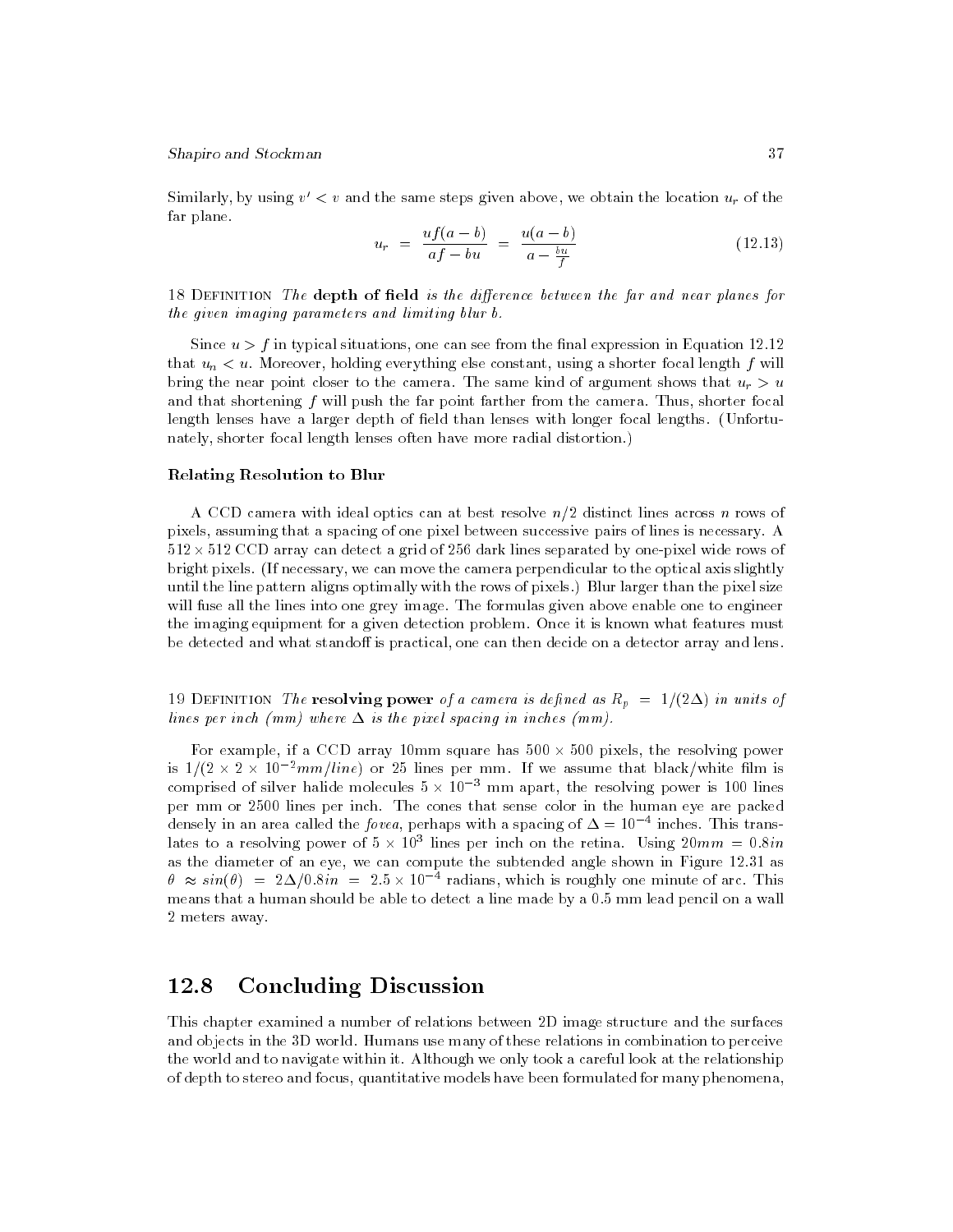Similarly, by using $v' < v$ and the same steps given above, we obtain the location $u_r$ of the far plane.

$$u_r = \frac{uf(a-b)}{af - bu} = \frac{u(a-b)}{a - \frac{bu}{f}} \tag{12.13}$$

18 Definition *The* **depth of field** *is the difference between the far and near planes for the given imaging parameters and limiting blur b.*

Since $u > f$ in typical situations, one can see from the final expression in Equation 12.12 that $u_n < u$. Moreover, holding everything else constant, using a shorter focal length $f$ will bring the near point closer to the camera. The same kind of argument shows that $u_r > u$ and that shortening $f$ will push the far point farther from the camera. Thus, shorter focal length lenses have a larger depth of field than lenses with longer focal lengths. (Unfortunately, shorter focal length lenses often have more radial distortion.)

### Relating Resolution to Blur

A CCD camera with ideal optics can at best resolve $n/2$ distinct lines across $n$ rows of pixels, assuming that a spacing of one pixel between successive pairs of lines is necessary. A $512 \times 512$ CCD array can detect a grid of 256 dark lines separated by one-pixel wide rows of bright pixels. (If necessary, we can move the camera perpendicular to the optical axis slightly until the line pattern aligns optimally with the rows of pixels.) Blur larger than the pixel size will fuse all the lines into one grey image. The formulas given above enable one to engineer the imaging equipment for a given detection problem. Once it is known what features must be detected and what standoff is practical, one can then decide on a detector array and lens.

19 Definition *The* **resolving power** *of a camera is defined as $R_p = 1/(2\Delta)$ in units of lines per inch (mm) where $\Delta$ is the pixel spacing in inches (mm).*

For example, if a CCD array 10mm square has $500 \times 500$ pixels, the resolving power is $1/(2 \times 2 \times 10^{-2} mm/line)$ or 25 lines per mm. If we assume that black/white film is comprised of silver halide molecules $5 \times 10^{-3}$ mm apart, the resolving power is 100 lines per mm or 2500 lines per inch. The cones that sense color in the human eye are packed densely in an area called the *fovea*, perhaps with a spacing of $\Delta = 10^{-4}$ inches. This translates to a resolving power of $5 \times 10^3$ lines per inch on the retina. Using $20mm = 0.8in$ as the diameter of an eye, we can compute the subtended angle shown in Figure 12.31 as $\theta \approx sin(\theta) = 2\Delta/0.8in = 2.5 \times 10^{-4}$ radians, which is roughly one minute of arc. This means that a human should be able to detect a line made by a 0.5 mm lead pencil on a wall 2 meters away.

## 12.8 Concluding Discussion

This chapter examined a number of relations between 2D image structure and the surfaces and objects in the 3D world. Humans use many of these relations in combination to perceive the world and to navigate within it. Although we only took a careful look at the relationship of depth to stereo and focus, quantitative models have been formulated for many phenomena,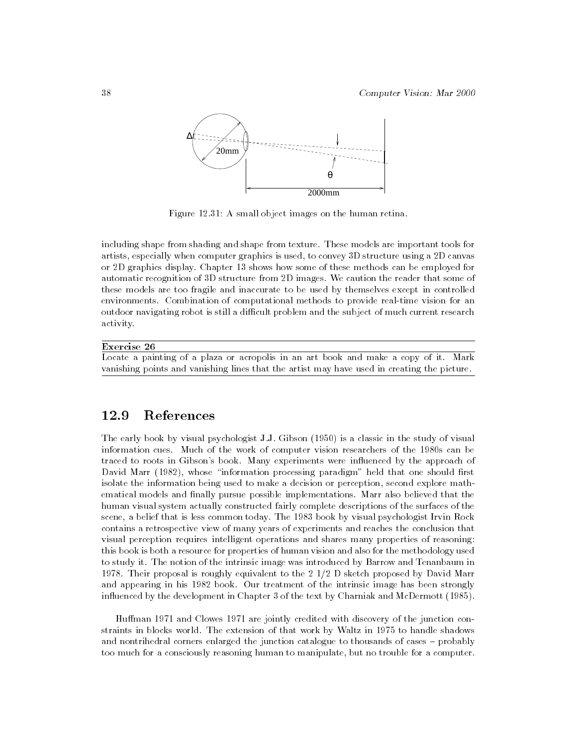Figure 12.31: A small object images on the human retina.

including shape from shading and shape from texture. These models are important tools for artists, especially when computer graphics is used, to convey 3D structure using a 2D canvas or 2D graphics display. Chapter 13 shows how some of these methods can be employed for automatic recognition of 3D structure from 2D images. We caution the reader that some of these models are too fragile and inaccurate to be used by themselves except in controlled environments. Combination of computational methods to provide real-time vision for an outdoor navigating robot is still a difficult problem and the subject of much current research activity.

---

**Exercise 26**

Locate a painting of a plaza or acropolis in an art book and make a copy of it. Mark vanishing points and vanishing lines that the artist may have used in creating the picture.

---

## 12.9 References

The early book by visual psychologist J.J. Gibson (1950) is a classic in the study of visual information cues. Much of the work of computer vision researchers of the 1980s can be traced to roots in Gibson's book. Many experiments were influenced by the approach of David Marr (1982), whose "information processing paradigm" held that one should first isolate the information being used to make a decision or perception, second explore mathematical models and finally pursue possible implementations. Marr also believed that the human visual system actually constructed fairly complete descriptions of the surfaces of the scene, a belief that is less common today. The 1983 book by visual psychologist Irvin Rock contains a retrospective view of many years of experiments and reaches the conclusion that visual perception requires intelligent operations and shares many properties of reasoning: this book is both a resource for properties of human vision and also for the methodology used to study it. The notion of the intrinsic image was introduced by Barrow and Tenanbaum in 1978. Their proposal is roughly equivalent to the 2 1/2 D sketch proposed by David Marr and appearing in his 1982 book. Our treatment of the intrinsic image has been strongly influenced by the development in Chapter 3 of the text by Charniak and McDermott (1985).

Huffman 1971 and Clowes 1971 are jointly credited with discovery of the junction constraints in blocks world. The extension of that work by Waltz in 1975 to handle shadows and nontrihedral corners enlarged the junction catalogue to thousands of cases – probably too much for a consciously reasoning human to manipulate, but no trouble for a computer.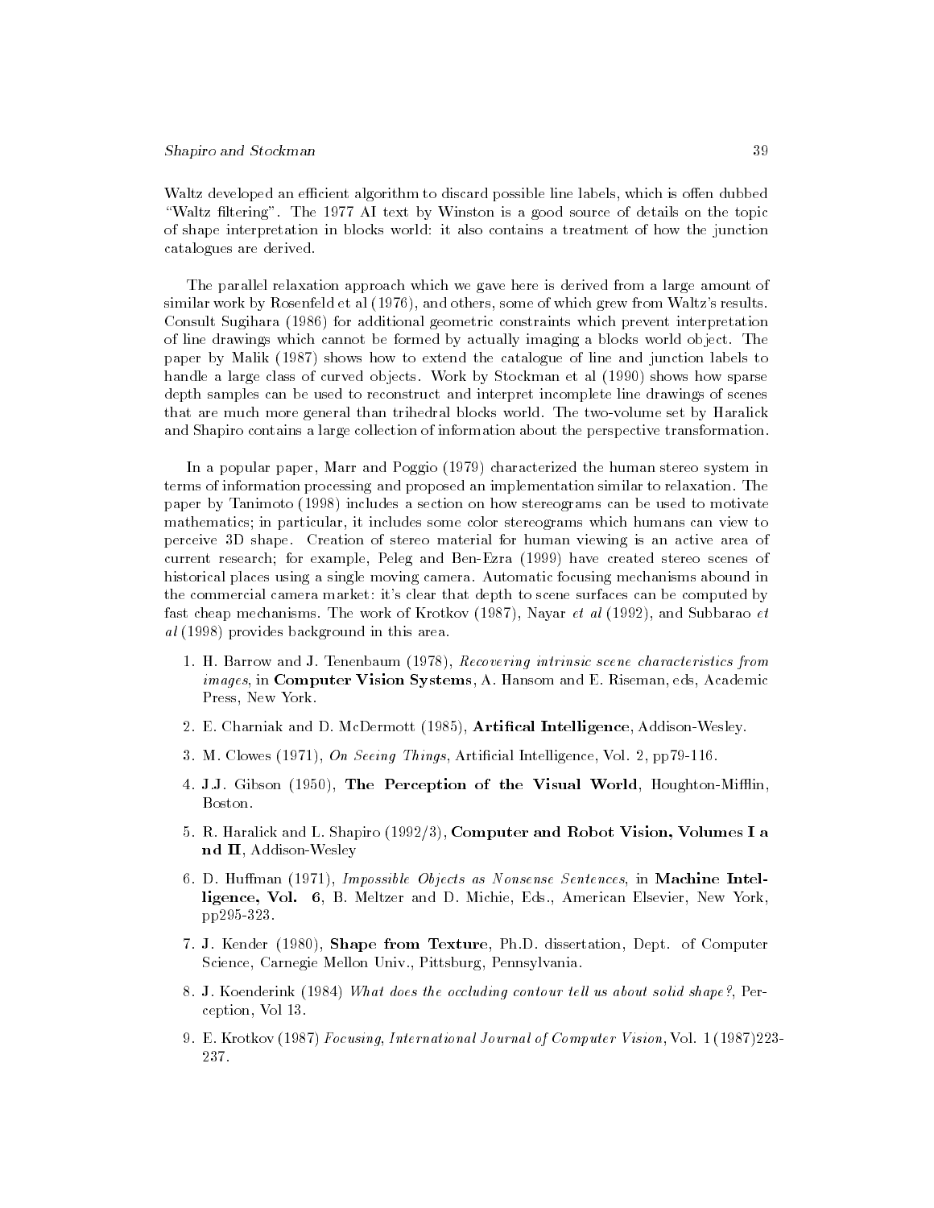Waltz developed an efficient algorithm to discard possible line labels, which is offen dubbed "Waltz filtering". The 1977 AI text by Winston is a good source of details on the topic of shape interpretation in blocks world: it also contains a treatment of how the junction catalogues are derived.

The parallel relaxation approach which we gave here is derived from a large amount of similar work by Rosenfeld et al (1976), and others, some of which grew from Waltz's results. Consult Sugihara (1986) for additional geometric constraints which prevent interpretation of line drawings which cannot be formed by actually imaging a blocks world object. The paper by Malik (1987) shows how to extend the catalogue of line and junction labels to handle a large class of curved objects. Work by Stockman et al (1990) shows how sparse depth samples can be used to reconstruct and interpret incomplete line drawings of scenes that are much more general than trihedral blocks world. The two-volume set by Haralick and Shapiro contains a large collection of information about the perspective transformation.

In a popular paper, Marr and Poggio (1979) characterized the human stereo system in terms of information processing and proposed an implementation similar to relaxation. The paper by Tanimoto (1998) includes a section on how stereograms can be used to motivate mathematics; in particular, it includes some color stereograms which humans can view to perceive 3D shape. Creation of stereo material for human viewing is an active area of current research; for example, Peleg and Ben-Ezra (1999) have created stereo scenes of historical places using a single moving camera. Automatic focusing mechanisms abound in the commercial camera market: it's clear that depth to scene surfaces can be computed by fast cheap mechanisms. The work of Krotkov (1987), Nayar *et al* (1992), and Subbarao *et al* (1998) provides background in this area.

1. H. Barrow and J. Tenenbaum (1978), *Recovering intrinsic scene characteristics from images*, in **Computer Vision Systems**, A. Hansom and E. Riseman, eds, Academic Press, New York.
2. E. Charniak and D. McDermott (1985), **Artifical Intelligence**, Addison-Wesley.
3. M. Clowes (1971), *On Seeing Things*, Artificial Intelligence, Vol. 2, pp79-116.
4. J.J. Gibson (1950), **The Perception of the Visual World**, Houghton-Mifflin, Boston.
5. R. Haralick and L. Shapiro (1992/3), **Computer and Robot Vision, Volumes I a nd II**, Addison-Wesley
6. D. Huffman (1971), *Impossible Objects as Nonsense Sentences*, in **Machine Intelligence, Vol. 6**, B. Meltzer and D. Michie, Eds., American Elsevier, New York, pp295-323.
7. J. Kender (1980), **Shape from Texture**, Ph.D. dissertation, Dept. of Computer Science, Carnegie Mellon Univ., Pittsburg, Pennsylvania.
8. J. Koenderink (1984) *What does the occluding contour tell us about solid shape?*, Perception, Vol 13.
9. E. Krotkov (1987) *Focusing*, *International Journal of Computer Vision*, Vol. 1 (1987)223-237.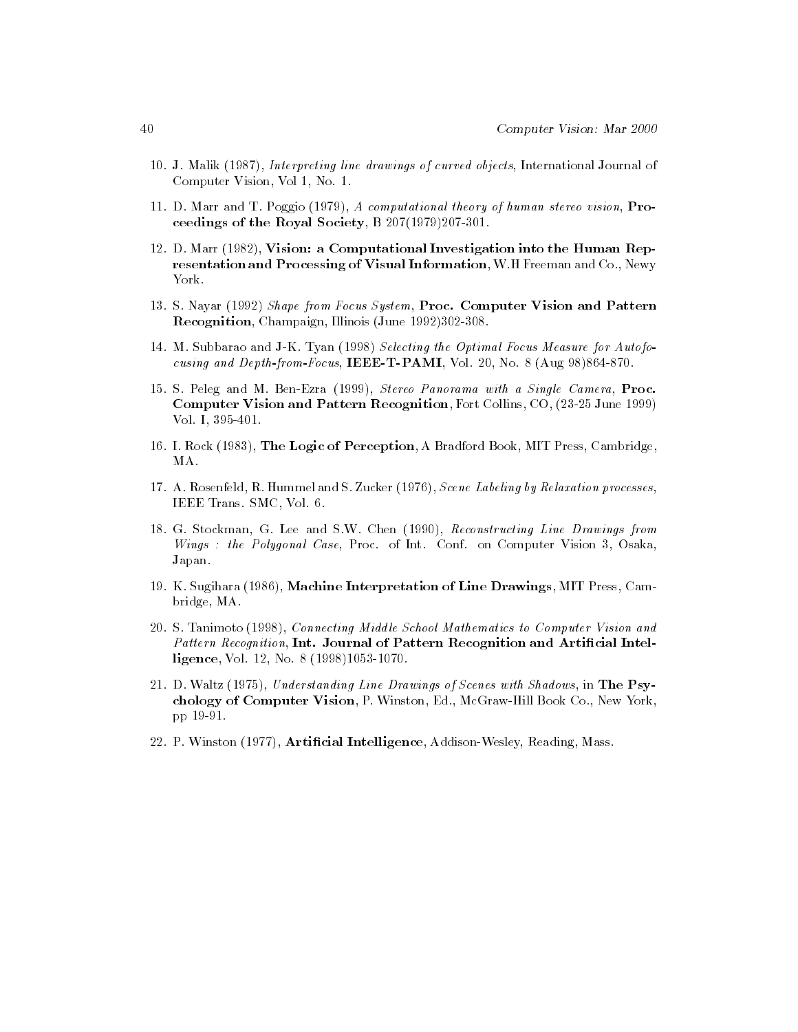10. J. Malik (1987), *Interpreting line drawings of curved objects*, International Journal of Computer Vision, Vol 1, No. 1.

11. D. Marr and T. Poggio (1979), *A computational theory of human stereo vision*, **Proceedings of the Royal Society**, B 207(1979)207-301.

12. D. Marr (1982), **Vision: a Computational Investigation into the Human Representation and Processing of Visual Information**, W.H Freeman and Co., Newy York.

13. S. Nayar (1992) *Shape from Focus System*, **Proc. Computer Vision and Pattern Recognition**, Champaign, Illinois (June 1992)302-308.

14. M. Subbarao and J-K. Tyan (1998) *Selecting the Optimal Focus Measure for Autofocusing and Depth-from-Focus*, **IEEE-T-PAMI**, Vol. 20, No. 8 (Aug 98)864-870.

15. S. Peleg and M. Ben-Ezra (1999), *Stereo Panorama with a Single Camera*, **Proc. Computer Vision and Pattern Recognition**, Fort Collins, CO, (23-25 June 1999) Vol. I, 395-401.

16. I. Rock (1983), **The Logic of Perception**, A Bradford Book, MIT Press, Cambridge, MA.

17. A. Rosenfeld, R. Hummel and S. Zucker (1976), *Scene Labeling by Relaxation processes*, IEEE Trans. SMC, Vol. 6.

18. G. Stockman, G. Lee and S.W. Chen (1990), *Reconstructing Line Drawings from Wings : the Polygonal Case*, Proc. of Int. Conf. on Computer Vision 3, Osaka, Japan.

19. K. Sugihara (1986), **Machine Interpretation of Line Drawings**, MIT Press, Cambridge, MA.

20. S. Tanimoto (1998), *Connecting Middle School Mathematics to Computer Vision and Pattern Recognition*, **Int. Journal of Pattern Recognition and Artificial Intelligence**, Vol. 12, No. 8 (1998)1053-1070.

21. D. Waltz (1975), *Understanding Line Drawings of Scenes with Shadows*, in **The Psychology of Computer Vision**, P. Winston, Ed., McGraw-Hill Book Co., New York, pp 19-91.

22. P. Winston (1977), **Artificial Intelligence**, Addison-Wesley, Reading, Mass.